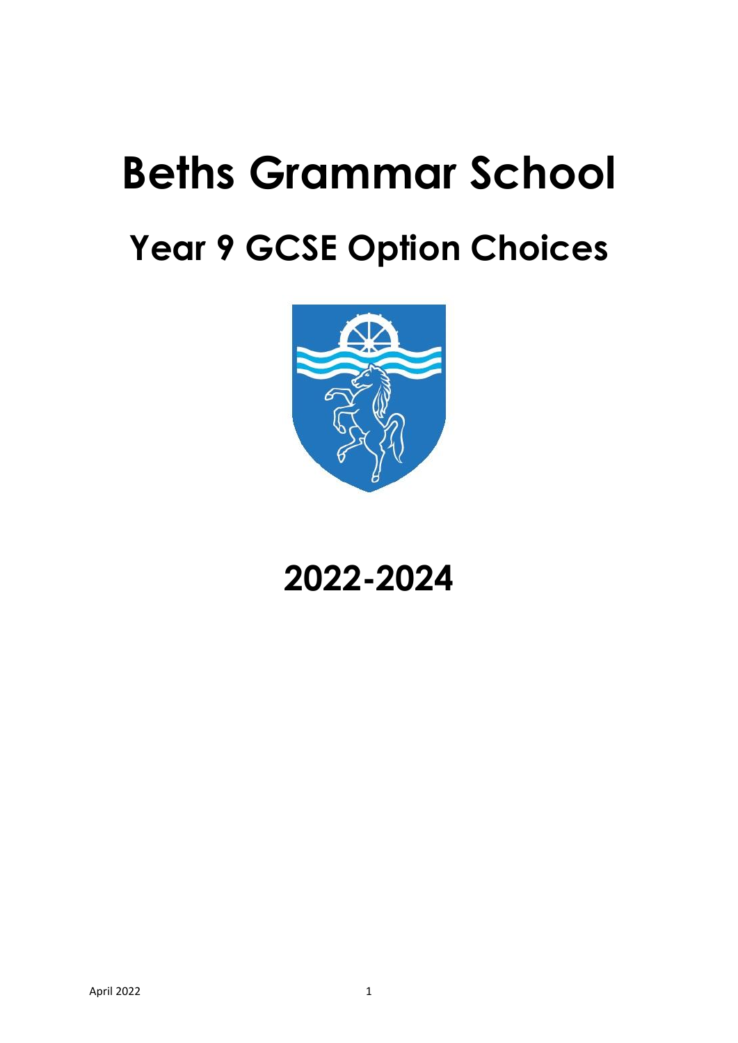# Beths Grammar School

## Year 9 GCSE Option Choices

## 2022-2024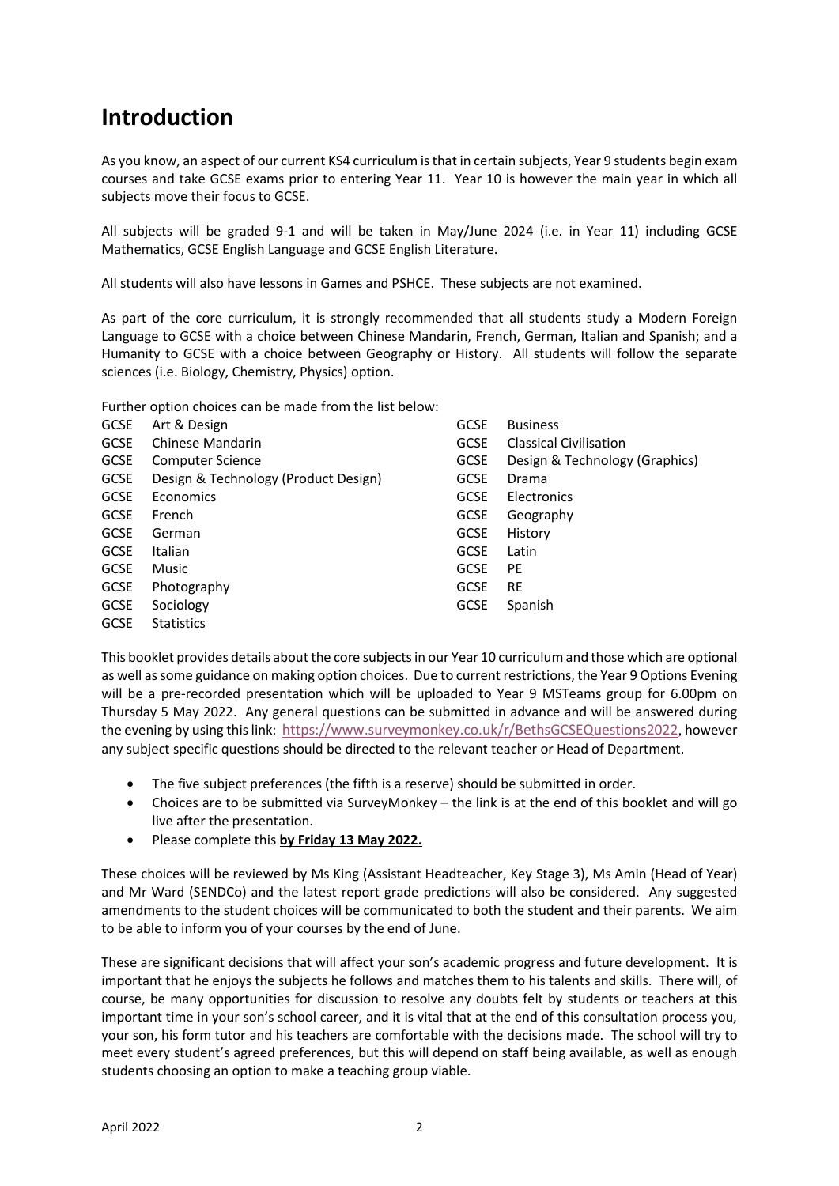# Introduction

As you know, an aspect of our current KS4 curriculum is that in certain subjects, Year 9 students begin exam courses and take GCSE exams prior to entering Year 11. Year 10 is however the main year in which all subjects move their focus to GCSE.

All subjects will be graded 9-1 and will be taken in May/June 2024 (i.e. in Year 11) including GCSE Mathematics, GCSE English Language and GCSE English Literature.

All students will also have lessons in Games and PSHCE. These subjects are not examined.

As part of the core curriculum, it is strongly recommended that all students study a Modern Foreign Language to GCSE with a choice between Chinese Mandarin, French, German, Italian and Spanish; and a Humanity to GCSE with a choice between Geography or History. All students will follow the separate sciences (i.e. Biology, Chemistry, Physics) option.

Further option choices can be made from the list below:

| | | | |
|---|---|---|---|
| GCSE | Art & Design | GCSE | Business |
| GCSE | Chinese Mandarin | GCSE | Classical Civilisation |
| GCSE | Computer Science | GCSE | Design & Technology (Graphics) |
| GCSE | Design & Technology (Product Design) | GCSE | Drama |
| GCSE | Economics | GCSE | Electronics |
| GCSE | French | GCSE | Geography |
| GCSE | German | GCSE | History |
| GCSE | Italian | GCSE | Latin |
| GCSE | Music | GCSE | PE |
| GCSE | Photography | GCSE | RE |
| GCSE | Sociology | GCSE | Spanish |
| GCSE | Statistics | | |

This booklet provides details about the core subjects in our Year 10 curriculum and those which are optional as well as some guidance on making option choices. Due to current restrictions, the Year 9 Options Evening will be a pre-recorded presentation which will be uploaded to Year 9 MSTeams group for 6.00pm on Thursday 5 May 2022. Any general questions can be submitted in advance and will be answered during the evening by using this link: https://www.surveymonkey.co.uk/r/BethsGCSEQuestions2022, however any subject specific questions should be directed to the relevant teacher or Head of Department.

- The five subject preferences (the fifth is a reserve) should be submitted in order.
- Choices are to be submitted via SurveyMonkey – the link is at the end of this booklet and will go live after the presentation.
- Please complete this **by Friday 13 May 2022.**

These choices will be reviewed by Ms King (Assistant Headteacher, Key Stage 3), Ms Amin (Head of Year) and Mr Ward (SENDCo) and the latest report grade predictions will also be considered. Any suggested amendments to the student choices will be communicated to both the student and their parents. We aim to be able to inform you of your courses by the end of June.

These are significant decisions that will affect your son's academic progress and future development. It is important that he enjoys the subjects he follows and matches them to his talents and skills. There will, of course, be many opportunities for discussion to resolve any doubts felt by students or teachers at this important time in your son's school career, and it is vital that at the end of this consultation process you, your son, his form tutor and his teachers are comfortable with the decisions made. The school will try to meet every student's agreed preferences, but this will depend on staff being available, as well as enough students choosing an option to make a teaching group viable.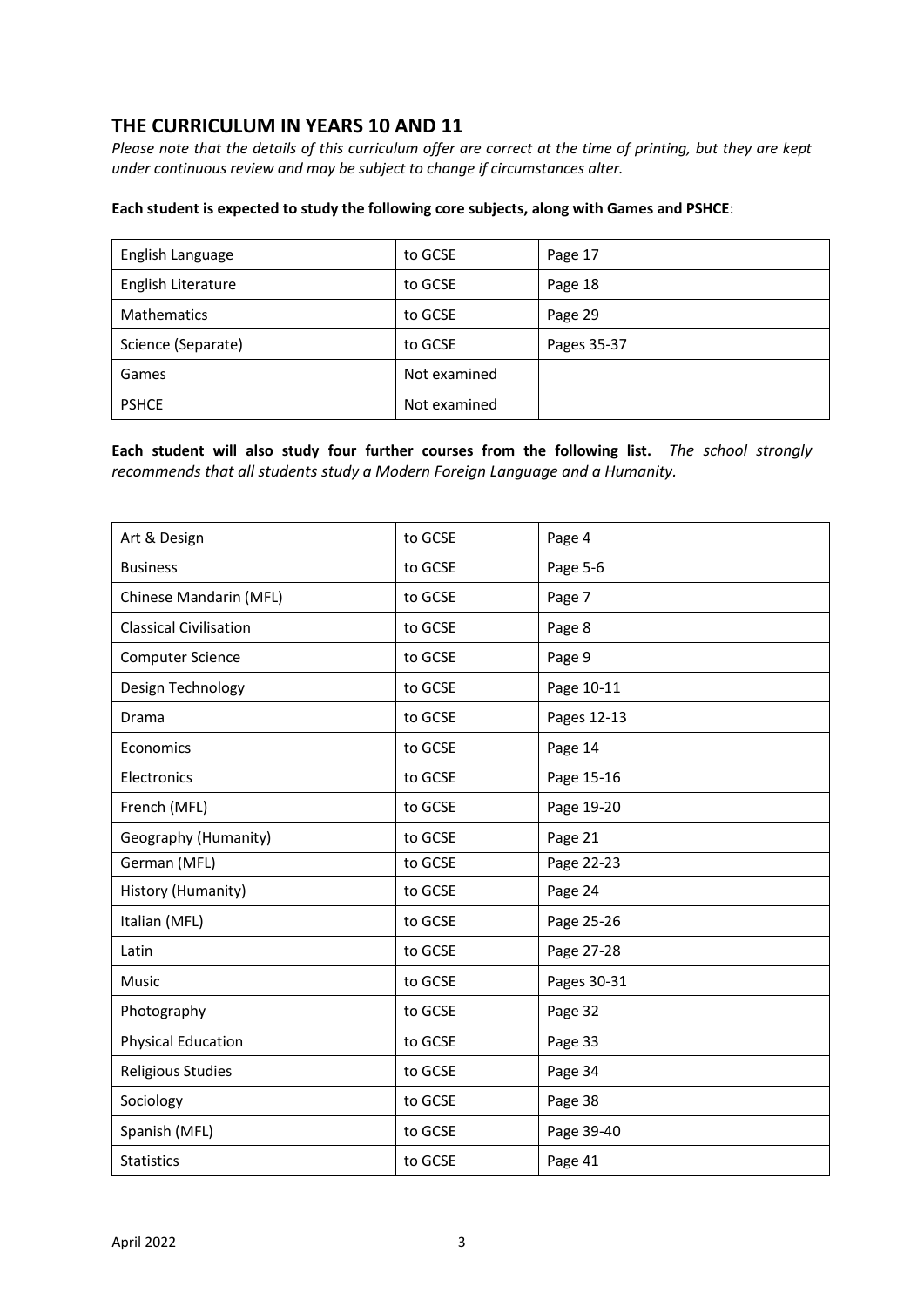## THE CURRICULUM IN YEARS 10 AND 11

*Please note that the details of this curriculum offer are correct at the time of printing, but they are kept under continuous review and may be subject to change if circumstances alter.*

**Each student is expected to study the following core subjects, along with Games and PSHCE**:

| | | |
|---|---|---|
| English Language | to GCSE | Page 17 |
| English Literature | to GCSE | Page 18 |
| Mathematics | to GCSE | Page 29 |
| Science (Separate) | to GCSE | Pages 35-37 |
| Games | Not examined | |
| PSHCE | Not examined | |

**Each student will also study four further courses from the following list.** *The school strongly recommends that all students study a Modern Foreign Language and a Humanity.*

| | | |
|---|---|---|
| Art & Design | to GCSE | Page 4 |
| Business | to GCSE | Page 5-6 |
| Chinese Mandarin (MFL) | to GCSE | Page 7 |
| Classical Civilisation | to GCSE | Page 8 |
| Computer Science | to GCSE | Page 9 |
| Design Technology | to GCSE | Page 10-11 |
| Drama | to GCSE | Pages 12-13 |
| Economics | to GCSE | Page 14 |
| Electronics | to GCSE | Page 15-16 |
| French (MFL) | to GCSE | Page 19-20 |
| Geography (Humanity) | to GCSE | Page 21 |
| German (MFL) | to GCSE | Page 22-23 |
| History (Humanity) | to GCSE | Page 24 |
| Italian (MFL) | to GCSE | Page 25-26 |
| Latin | to GCSE | Page 27-28 |
| Music | to GCSE | Pages 30-31 |
| Photography | to GCSE | Page 32 |
| Physical Education | to GCSE | Page 33 |
| Religious Studies | to GCSE | Page 34 |
| Sociology | to GCSE | Page 38 |
| Spanish (MFL) | to GCSE | Page 39-40 |
| Statistics | to GCSE | Page 41 |

April 2022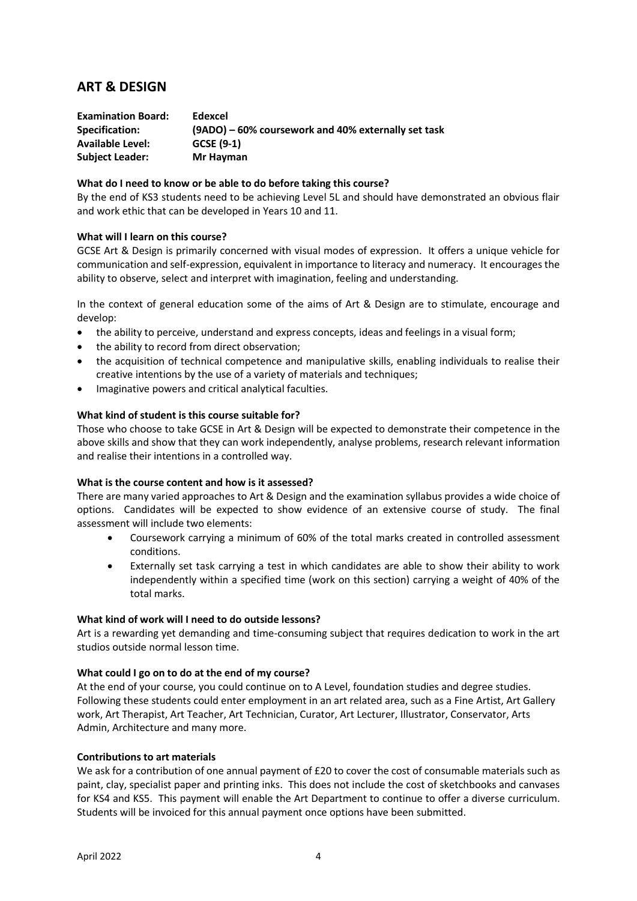## ART & DESIGN

**Examination Board:** **Edexcel**
**Specification:** **(9ADO) – 60% coursework and 40% externally set task**
**Available Level:** **GCSE (9-1)**
**Subject Leader:** **Mr Hayman**

**What do I need to know or be able to do before taking this course?**

By the end of KS3 students need to be achieving Level 5L and should have demonstrated an obvious flair and work ethic that can be developed in Years 10 and 11.

**What will I learn on this course?**

GCSE Art & Design is primarily concerned with visual modes of expression. It offers a unique vehicle for communication and self-expression, equivalent in importance to literacy and numeracy. It encourages the ability to observe, select and interpret with imagination, feeling and understanding.

In the context of general education some of the aims of Art & Design are to stimulate, encourage and develop:

- the ability to perceive, understand and express concepts, ideas and feelings in a visual form;
- the ability to record from direct observation;
- the acquisition of technical competence and manipulative skills, enabling individuals to realise their creative intentions by the use of a variety of materials and techniques;
- Imaginative powers and critical analytical faculties.

**What kind of student is this course suitable for?**

Those who choose to take GCSE in Art & Design will be expected to demonstrate their competence in the above skills and show that they can work independently, analyse problems, research relevant information and realise their intentions in a controlled way.

**What is the course content and how is it assessed?**

There are many varied approaches to Art & Design and the examination syllabus provides a wide choice of options. Candidates will be expected to show evidence of an extensive course of study. The final assessment will include two elements:

- Coursework carrying a minimum of 60% of the total marks created in controlled assessment conditions.
- Externally set task carrying a test in which candidates are able to show their ability to work independently within a specified time (work on this section) carrying a weight of 40% of the total marks.

**What kind of work will I need to do outside lessons?**

Art is a rewarding yet demanding and time-consuming subject that requires dedication to work in the art studios outside normal lesson time.

**What could I go on to do at the end of my course?**

At the end of your course, you could continue on to A Level, foundation studies and degree studies. Following these students could enter employment in an art related area, such as a Fine Artist, Art Gallery work, Art Therapist, Art Teacher, Art Technician, Curator, Art Lecturer, Illustrator, Conservator, Arts Admin, Architecture and many more.

**Contributions to art materials**

We ask for a contribution of one annual payment of £20 to cover the cost of consumable materials such as paint, clay, specialist paper and printing inks. This does not include the cost of sketchbooks and canvases for KS4 and KS5. This payment will enable the Art Department to continue to offer a diverse curriculum. Students will be invoiced for this annual payment once options have been submitted.

April 2022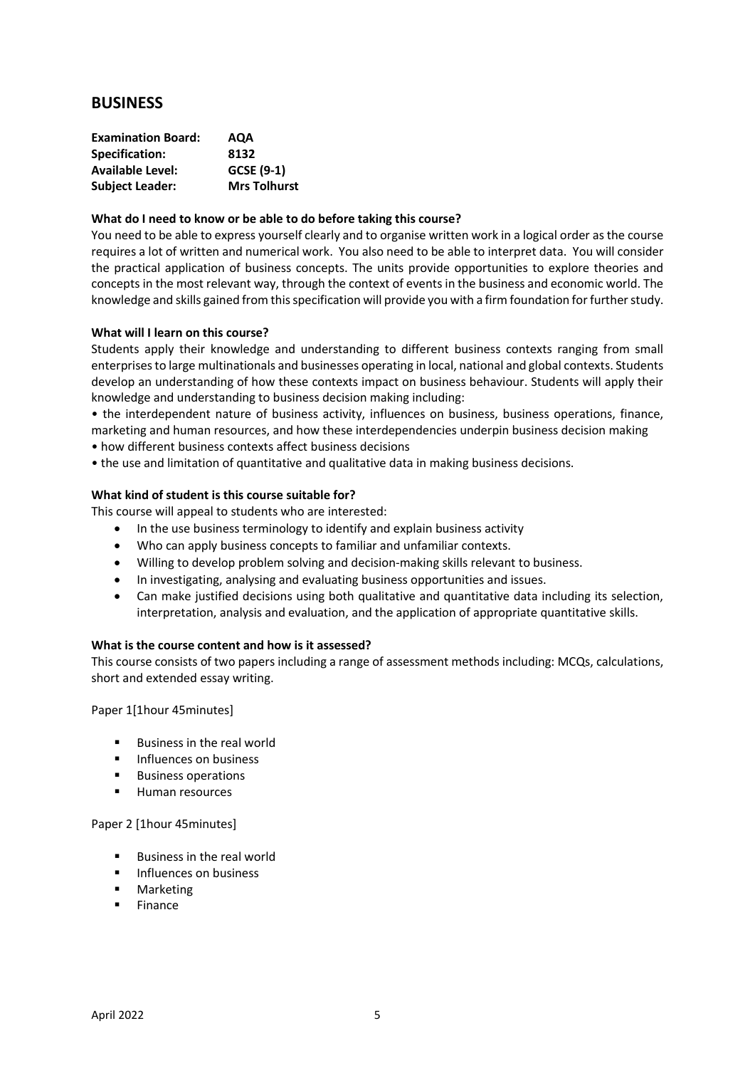## BUSINESS

| | |
|---|---|
| **Examination Board:** | **AQA** |
| **Specification:** | **8132** |
| **Available Level:** | **GCSE (9-1)** |
| **Subject Leader:** | **Mrs Tolhurst** |

**What do I need to know or be able to do before taking this course?**

You need to be able to express yourself clearly and to organise written work in a logical order as the course requires a lot of written and numerical work. You also need to be able to interpret data. You will consider the practical application of business concepts. The units provide opportunities to explore theories and concepts in the most relevant way, through the context of events in the business and economic world. The knowledge and skills gained from this specification will provide you with a firm foundation for further study.

**What will I learn on this course?**

Students apply their knowledge and understanding to different business contexts ranging from small enterprises to large multinationals and businesses operating in local, national and global contexts. Students develop an understanding of how these contexts impact on business behaviour. Students will apply their knowledge and understanding to business decision making including:

• the interdependent nature of business activity, influences on business, business operations, finance, marketing and human resources, and how these interdependencies underpin business decision making
• how different business contexts affect business decisions
• the use and limitation of quantitative and qualitative data in making business decisions.

**What kind of student is this course suitable for?**

This course will appeal to students who are interested:

- In the use business terminology to identify and explain business activity
- Who can apply business concepts to familiar and unfamiliar contexts.
- Willing to develop problem solving and decision-making skills relevant to business.
- In investigating, analysing and evaluating business opportunities and issues.
- Can make justified decisions using both qualitative and quantitative data including its selection, interpretation, analysis and evaluation, and the application of appropriate quantitative skills.

**What is the course content and how is it assessed?**

This course consists of two papers including a range of assessment methods including: MCQs, calculations, short and extended essay writing.

Paper 1[1hour 45minutes]

- Business in the real world
- Influences on business
- Business operations
- Human resources

Paper 2 [1hour 45minutes]

- Business in the real world
- Influences on business
- Marketing
- Finance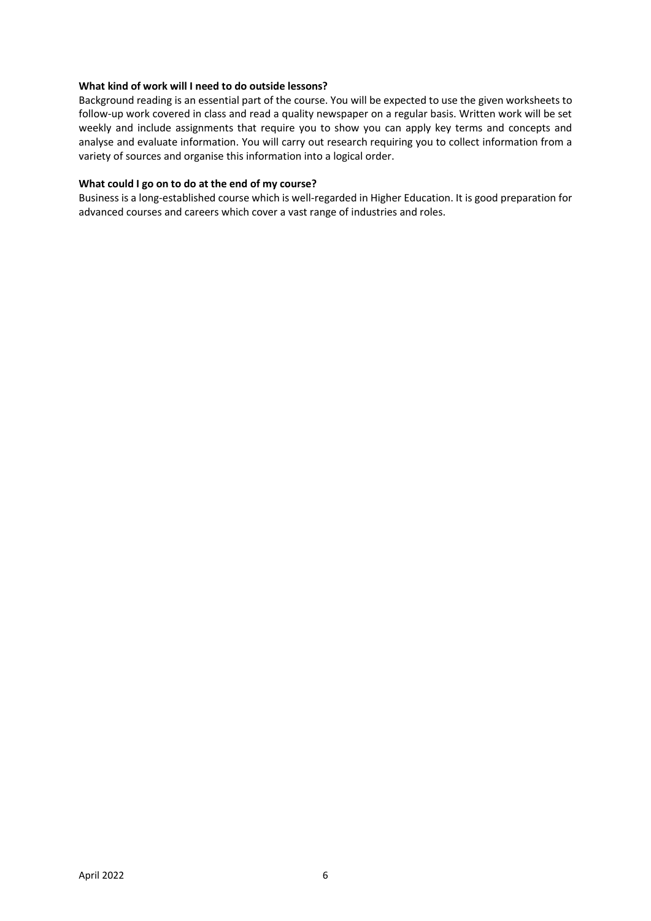**What kind of work will I need to do outside lessons?**

Background reading is an essential part of the course. You will be expected to use the given worksheets to follow-up work covered in class and read a quality newspaper on a regular basis. Written work will be set weekly and include assignments that require you to show you can apply key terms and concepts and analyse and evaluate information. You will carry out research requiring you to collect information from a variety of sources and organise this information into a logical order.

**What could I go on to do at the end of my course?**

Business is a long-established course which is well-regarded in Higher Education. It is good preparation for advanced courses and careers which cover a vast range of industries and roles.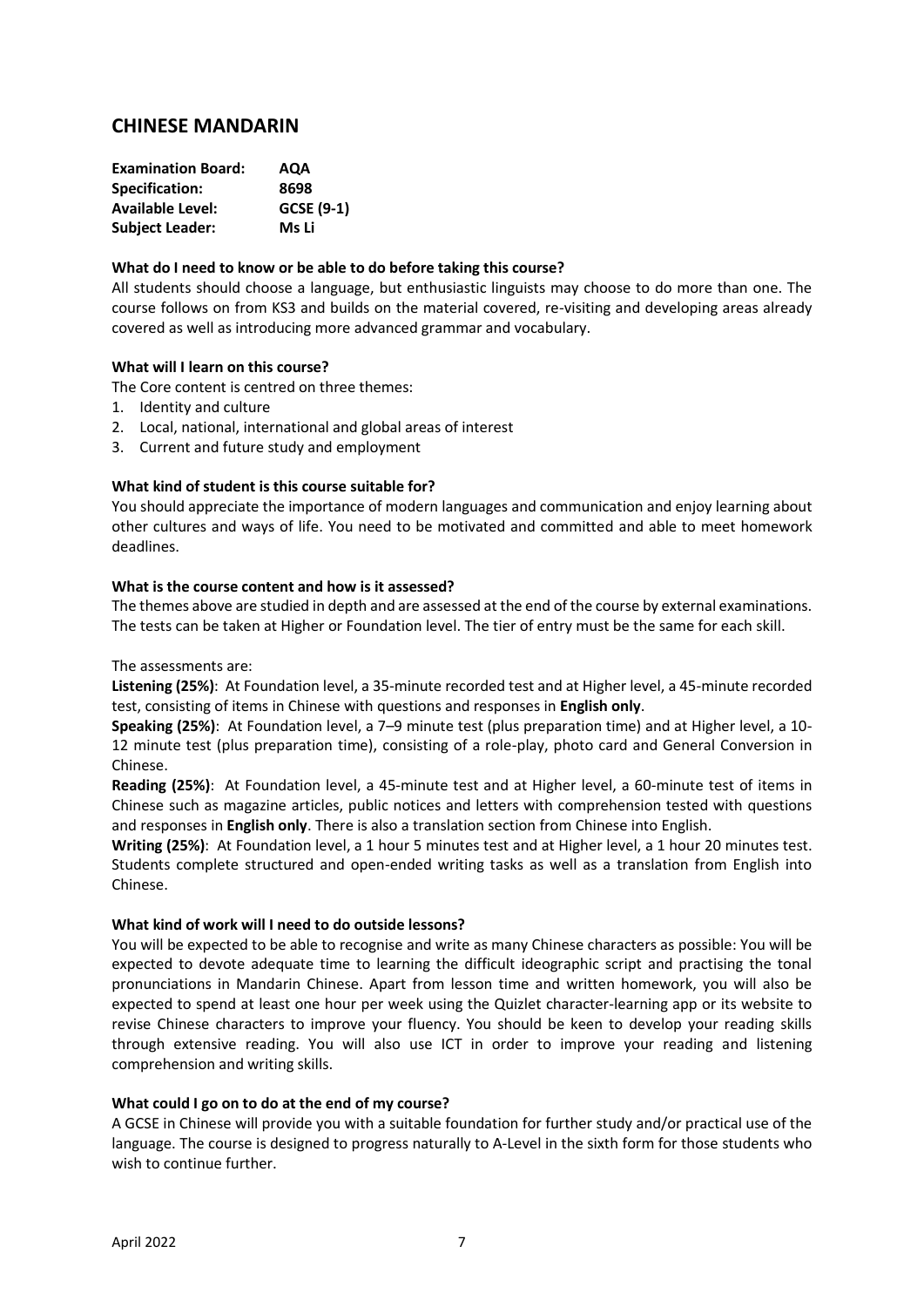# CHINESE MANDARIN

**Examination Board:** **AQA**
**Specification:** **8698**
**Available Level:** **GCSE (9-1)**
**Subject Leader:** **Ms Li**

**What do I need to know or be able to do before taking this course?**

All students should choose a language, but enthusiastic linguists may choose to do more than one. The course follows on from KS3 and builds on the material covered, re-visiting and developing areas already covered as well as introducing more advanced grammar and vocabulary.

**What will I learn on this course?**

The Core content is centred on three themes:

1. Identity and culture
2. Local, national, international and global areas of interest
3. Current and future study and employment

**What kind of student is this course suitable for?**

You should appreciate the importance of modern languages and communication and enjoy learning about other cultures and ways of life. You need to be motivated and committed and able to meet homework deadlines.

**What is the course content and how is it assessed?**

The themes above are studied in depth and are assessed at the end of the course by external examinations. The tests can be taken at Higher or Foundation level. The tier of entry must be the same for each skill.

The assessments are:

**Listening (25%)**: At Foundation level, a 35-minute recorded test and at Higher level, a 45-minute recorded test, consisting of items in Chinese with questions and responses in **English only**.

**Speaking (25%)**: At Foundation level, a 7–9 minute test (plus preparation time) and at Higher level, a 10-12 minute test (plus preparation time), consisting of a role-play, photo card and General Conversion in Chinese.

**Reading (25%)**: At Foundation level, a 45-minute test and at Higher level, a 60-minute test of items in Chinese such as magazine articles, public notices and letters with comprehension tested with questions and responses in **English only**. There is also a translation section from Chinese into English.

**Writing (25%)**: At Foundation level, a 1 hour 5 minutes test and at Higher level, a 1 hour 20 minutes test. Students complete structured and open-ended writing tasks as well as a translation from English into Chinese.

**What kind of work will I need to do outside lessons?**

You will be expected to be able to recognise and write as many Chinese characters as possible: You will be expected to devote adequate time to learning the difficult ideographic script and practising the tonal pronunciations in Mandarin Chinese. Apart from lesson time and written homework, you will also be expected to spend at least one hour per week using the Quizlet character-learning app or its website to revise Chinese characters to improve your fluency. You should be keen to develop your reading skills through extensive reading. You will also use ICT in order to improve your reading and listening comprehension and writing skills.

**What could I go on to do at the end of my course?**

A GCSE in Chinese will provide you with a suitable foundation for further study and/or practical use of the language. The course is designed to progress naturally to A-Level in the sixth form for those students who wish to continue further.

April 2022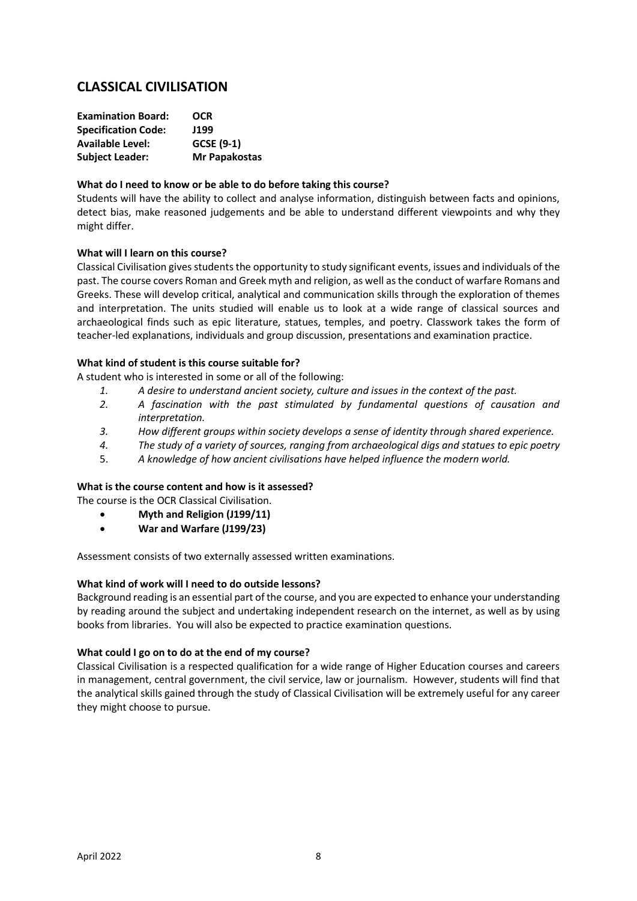# CLASSICAL CIVILISATION

| | |
|---|---|
| **Examination Board:** | **OCR** |
| **Specification Code:** | **J199** |
| **Available Level:** | **GCSE (9-1)** |
| **Subject Leader:** | **Mr Papakostas** |

**What do I need to know or be able to do before taking this course?**

Students will have the ability to collect and analyse information, distinguish between facts and opinions, detect bias, make reasoned judgements and be able to understand different viewpoints and why they might differ.

**What will I learn on this course?**

Classical Civilisation gives students the opportunity to study significant events, issues and individuals of the past. The course covers Roman and Greek myth and religion, as well as the conduct of warfare Romans and Greeks. These will develop critical, analytical and communication skills through the exploration of themes and interpretation. The units studied will enable us to look at a wide range of classical sources and archaeological finds such as epic literature, statues, temples, and poetry. Classwork takes the form of teacher-led explanations, individuals and group discussion, presentations and examination practice.

**What kind of student is this course suitable for?**

A student who is interested in some or all of the following:

1. *A desire to understand ancient society, culture and issues in the context of the past.*
2. *A fascination with the past stimulated by fundamental questions of causation and interpretation.*
3. *How different groups within society develops a sense of identity through shared experience.*
4. *The study of a variety of sources, ranging from archaeological digs and statues to epic poetry*
5. *A knowledge of how ancient civilisations have helped influence the modern world.*

**What is the course content and how is it assessed?**

The course is the OCR Classical Civilisation.

- **Myth and Religion (J199/11)**
- **War and Warfare (J199/23)**

Assessment consists of two externally assessed written examinations.

**What kind of work will I need to do outside lessons?**

Background reading is an essential part of the course, and you are expected to enhance your understanding by reading around the subject and undertaking independent research on the internet, as well as by using books from libraries. You will also be expected to practice examination questions.

**What could I go on to do at the end of my course?**

Classical Civilisation is a respected qualification for a wide range of Higher Education courses and careers in management, central government, the civil service, law or journalism. However, students will find that the analytical skills gained through the study of Classical Civilisation will be extremely useful for any career they might choose to pursue.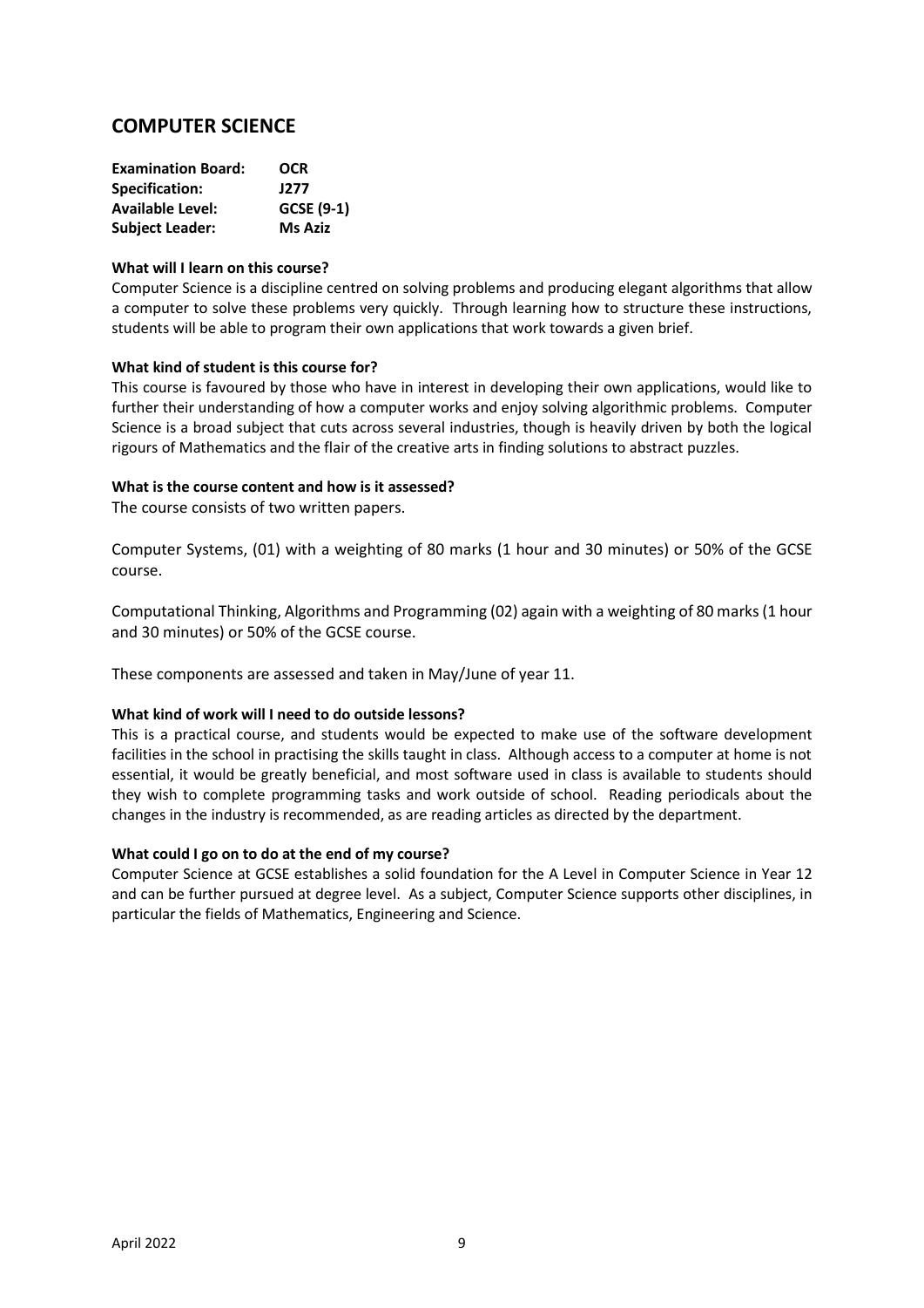## COMPUTER SCIENCE

| | |
|---|---|
| **Examination Board:** | **OCR** |
| **Specification:** | **J277** |
| **Available Level:** | **GCSE (9-1)** |
| **Subject Leader:** | **Ms Aziz** |

**What will I learn on this course?**

Computer Science is a discipline centred on solving problems and producing elegant algorithms that allow a computer to solve these problems very quickly. Through learning how to structure these instructions, students will be able to program their own applications that work towards a given brief.

**What kind of student is this course for?**

This course is favoured by those who have in interest in developing their own applications, would like to further their understanding of how a computer works and enjoy solving algorithmic problems. Computer Science is a broad subject that cuts across several industries, though is heavily driven by both the logical rigours of Mathematics and the flair of the creative arts in finding solutions to abstract puzzles.

**What is the course content and how is it assessed?**

The course consists of two written papers.

Computer Systems, (01) with a weighting of 80 marks (1 hour and 30 minutes) or 50% of the GCSE course.

Computational Thinking, Algorithms and Programming (02) again with a weighting of 80 marks (1 hour and 30 minutes) or 50% of the GCSE course.

These components are assessed and taken in May/June of year 11.

**What kind of work will I need to do outside lessons?**

This is a practical course, and students would be expected to make use of the software development facilities in the school in practising the skills taught in class. Although access to a computer at home is not essential, it would be greatly beneficial, and most software used in class is available to students should they wish to complete programming tasks and work outside of school. Reading periodicals about the changes in the industry is recommended, as are reading articles as directed by the department.

**What could I go on to do at the end of my course?**

Computer Science at GCSE establishes a solid foundation for the A Level in Computer Science in Year 12 and can be further pursued at degree level. As a subject, Computer Science supports other disciplines, in particular the fields of Mathematics, Engineering and Science.

April 2022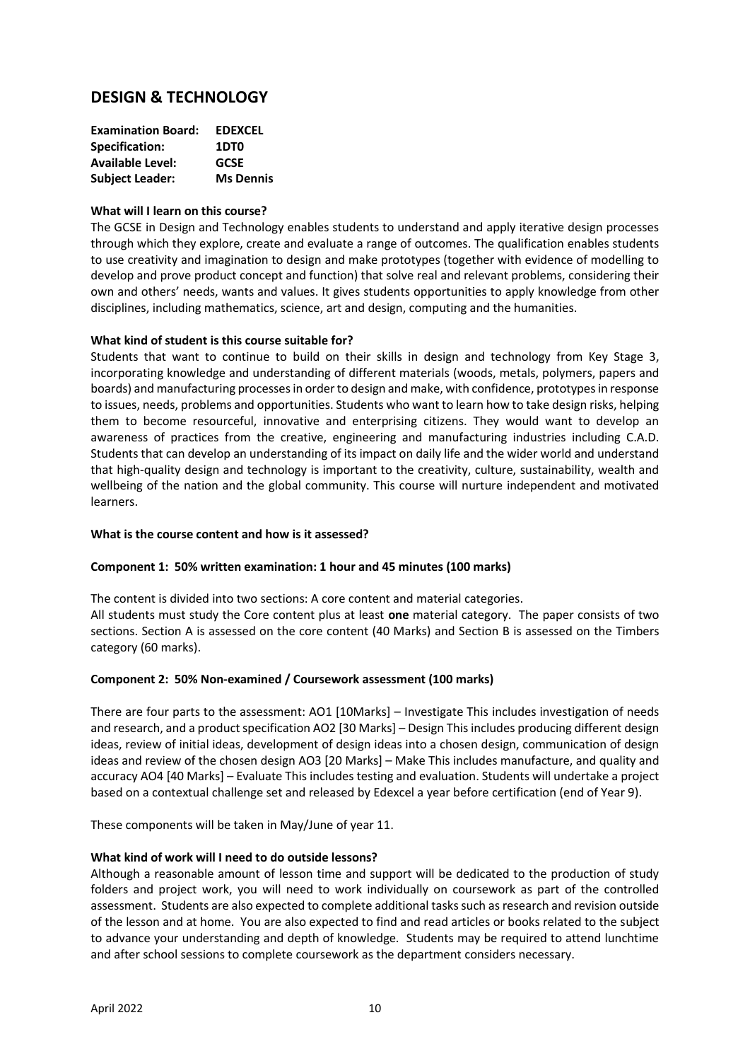# DESIGN & TECHNOLOGY

**Examination Board:** **EDEXCEL**
**Specification:** **1DT0**
**Available Level:** **GCSE**
**Subject Leader:** **Ms Dennis**

**What will I learn on this course?**

The GCSE in Design and Technology enables students to understand and apply iterative design processes through which they explore, create and evaluate a range of outcomes. The qualification enables students to use creativity and imagination to design and make prototypes (together with evidence of modelling to develop and prove product concept and function) that solve real and relevant problems, considering their own and others' needs, wants and values. It gives students opportunities to apply knowledge from other disciplines, including mathematics, science, art and design, computing and the humanities.

**What kind of student is this course suitable for?**

Students that want to continue to build on their skills in design and technology from Key Stage 3, incorporating knowledge and understanding of different materials (woods, metals, polymers, papers and boards) and manufacturing processes in order to design and make, with confidence, prototypes in response to issues, needs, problems and opportunities. Students who want to learn how to take design risks, helping them to become resourceful, innovative and enterprising citizens. They would want to develop an awareness of practices from the creative, engineering and manufacturing industries including C.A.D. Students that can develop an understanding of its impact on daily life and the wider world and understand that high-quality design and technology is important to the creativity, culture, sustainability, wealth and wellbeing of the nation and the global community. This course will nurture independent and motivated learners.

**What is the course content and how is it assessed?**

**Component 1: 50% written examination: 1 hour and 45 minutes (100 marks)**

The content is divided into two sections: A core content and material categories.
All students must study the Core content plus at least **one** material category. The paper consists of two sections. Section A is assessed on the core content (40 Marks) and Section B is assessed on the Timbers category (60 marks).

**Component 2: 50% Non-examined / Coursework assessment (100 marks)**

There are four parts to the assessment: AO1 [10Marks] – Investigate This includes investigation of needs and research, and a product specification AO2 [30 Marks] – Design This includes producing different design ideas, review of initial ideas, development of design ideas into a chosen design, communication of design ideas and review of the chosen design AO3 [20 Marks] – Make This includes manufacture, and quality and accuracy AO4 [40 Marks] – Evaluate This includes testing and evaluation. Students will undertake a project based on a contextual challenge set and released by Edexcel a year before certification (end of Year 9).

These components will be taken in May/June of year 11.

**What kind of work will I need to do outside lessons?**

Although a reasonable amount of lesson time and support will be dedicated to the production of study folders and project work, you will need to work individually on coursework as part of the controlled assessment. Students are also expected to complete additional tasks such as research and revision outside of the lesson and at home. You are also expected to find and read articles or books related to the subject to advance your understanding and depth of knowledge. Students may be required to attend lunchtime and after school sessions to complete coursework as the department considers necessary.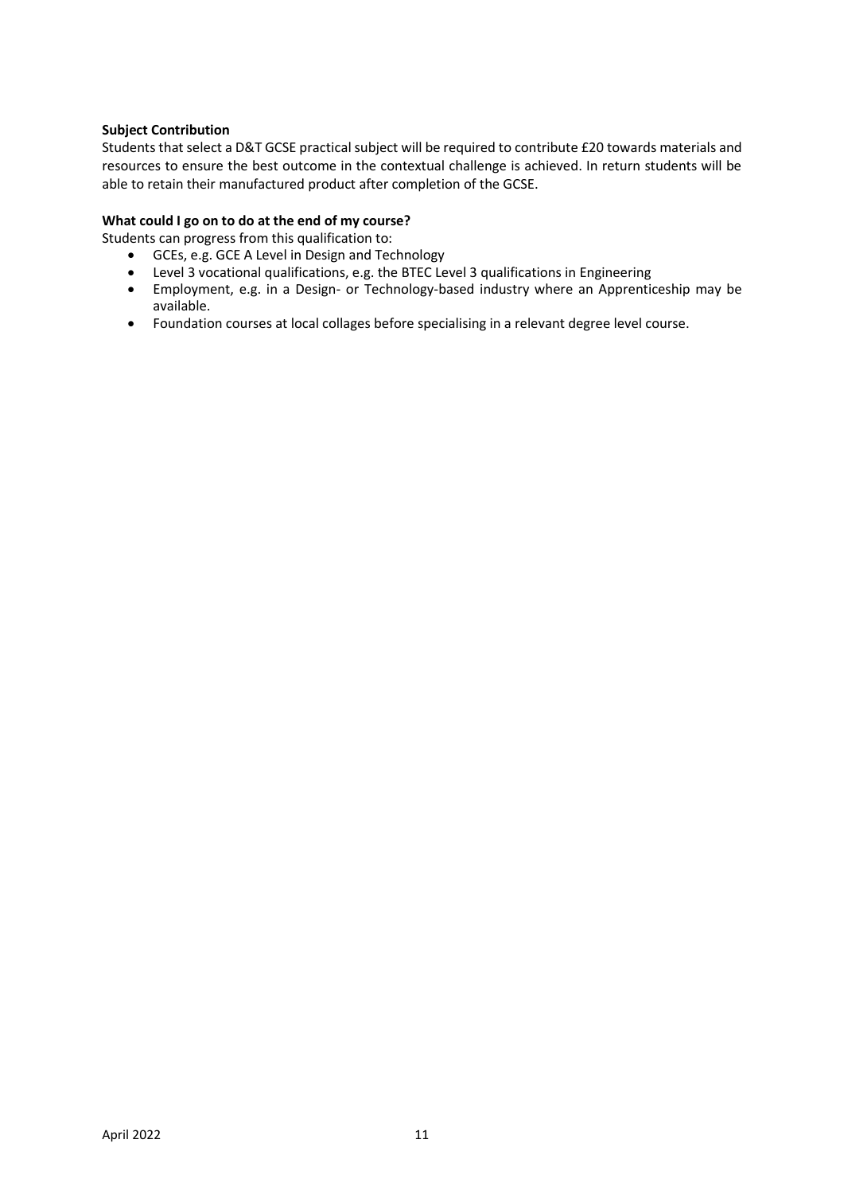**Subject Contribution**

Students that select a D&T GCSE practical subject will be required to contribute £20 towards materials and resources to ensure the best outcome in the contextual challenge is achieved. In return students will be able to retain their manufactured product after completion of the GCSE.

**What could I go on to do at the end of my course?**

Students can progress from this qualification to:

- GCEs, e.g. GCE A Level in Design and Technology
- Level 3 vocational qualifications, e.g. the BTEC Level 3 qualifications in Engineering
- Employment, e.g. in a Design- or Technology-based industry where an Apprenticeship may be available.
- Foundation courses at local collages before specialising in a relevant degree level course.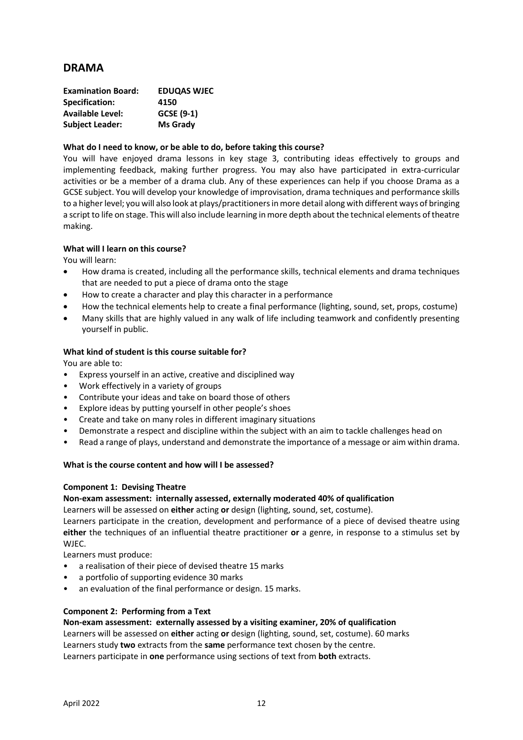## DRAMA

**Examination Board:** **EDUQAS WJEC**
**Specification:** **4150**
**Available Level:** **GCSE (9-1)**
**Subject Leader:** **Ms Grady**

**What do I need to know, or be able to do, before taking this course?**

You will have enjoyed drama lessons in key stage 3, contributing ideas effectively to groups and implementing feedback, making further progress. You may also have participated in extra-curricular activities or be a member of a drama club. Any of these experiences can help if you choose Drama as a GCSE subject. You will develop your knowledge of improvisation, drama techniques and performance skills to a higher level; you will also look at plays/practitioners in more detail along with different ways of bringing a script to life on stage. This will also include learning in more depth about the technical elements of theatre making.

**What will I learn on this course?**

You will learn:

- How drama is created, including all the performance skills, technical elements and drama techniques that are needed to put a piece of drama onto the stage
- How to create a character and play this character in a performance
- How the technical elements help to create a final performance (lighting, sound, set, props, costume)
- Many skills that are highly valued in any walk of life including teamwork and confidently presenting yourself in public.

**What kind of student is this course suitable for?**

You are able to:

- Express yourself in an active, creative and disciplined way
- Work effectively in a variety of groups
- Contribute your ideas and take on board those of others
- Explore ideas by putting yourself in other people's shoes
- Create and take on many roles in different imaginary situations
- Demonstrate a respect and discipline within the subject with an aim to tackle challenges head on
- Read a range of plays, understand and demonstrate the importance of a message or aim within drama.

**What is the course content and how will I be assessed?**

**Component 1: Devising Theatre**

**Non-exam assessment: internally assessed, externally moderated 40% of qualification**

Learners will be assessed on **either** acting **or** design (lighting, sound, set, costume).

Learners participate in the creation, development and performance of a piece of devised theatre using **either** the techniques of an influential theatre practitioner **or** a genre, in response to a stimulus set by WJEC.

Learners must produce:

- a realisation of their piece of devised theatre 15 marks
- a portfolio of supporting evidence 30 marks
- an evaluation of the final performance or design. 15 marks.

**Component 2: Performing from a Text**

**Non-exam assessment: externally assessed by a visiting examiner, 20% of qualification**

Learners will be assessed on **either** acting **or** design (lighting, sound, set, costume). 60 marks

Learners study **two** extracts from the **same** performance text chosen by the centre.

Learners participate in **one** performance using sections of text from **both** extracts.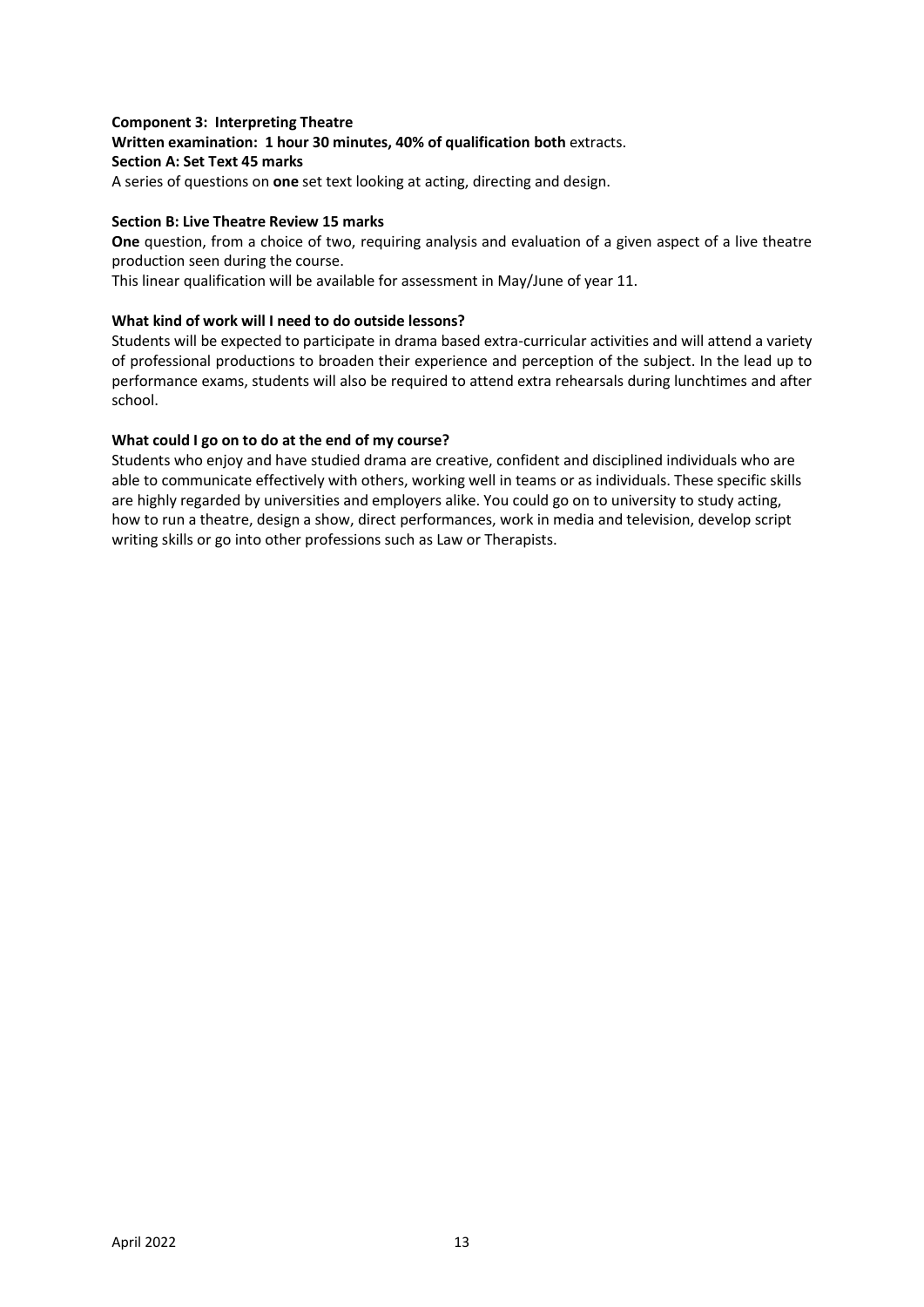**Component 3: Interpreting Theatre**
**Written examination: 1 hour 30 minutes, 40% of qualification both** extracts.
**Section A: Set Text 45 marks**
A series of questions on **one** set text looking at acting, directing and design.

**Section B: Live Theatre Review 15 marks**
**One** question, from a choice of two, requiring analysis and evaluation of a given aspect of a live theatre production seen during the course.
This linear qualification will be available for assessment in May/June of year 11.

**What kind of work will I need to do outside lessons?**
Students will be expected to participate in drama based extra-curricular activities and will attend a variety of professional productions to broaden their experience and perception of the subject. In the lead up to performance exams, students will also be required to attend extra rehearsals during lunchtimes and after school.

**What could I go on to do at the end of my course?**
Students who enjoy and have studied drama are creative, confident and disciplined individuals who are able to communicate effectively with others, working well in teams or as individuals. These specific skills are highly regarded by universities and employers alike. You could go on to university to study acting, how to run a theatre, design a show, direct performances, work in media and television, develop script writing skills or go into other professions such as Law or Therapists.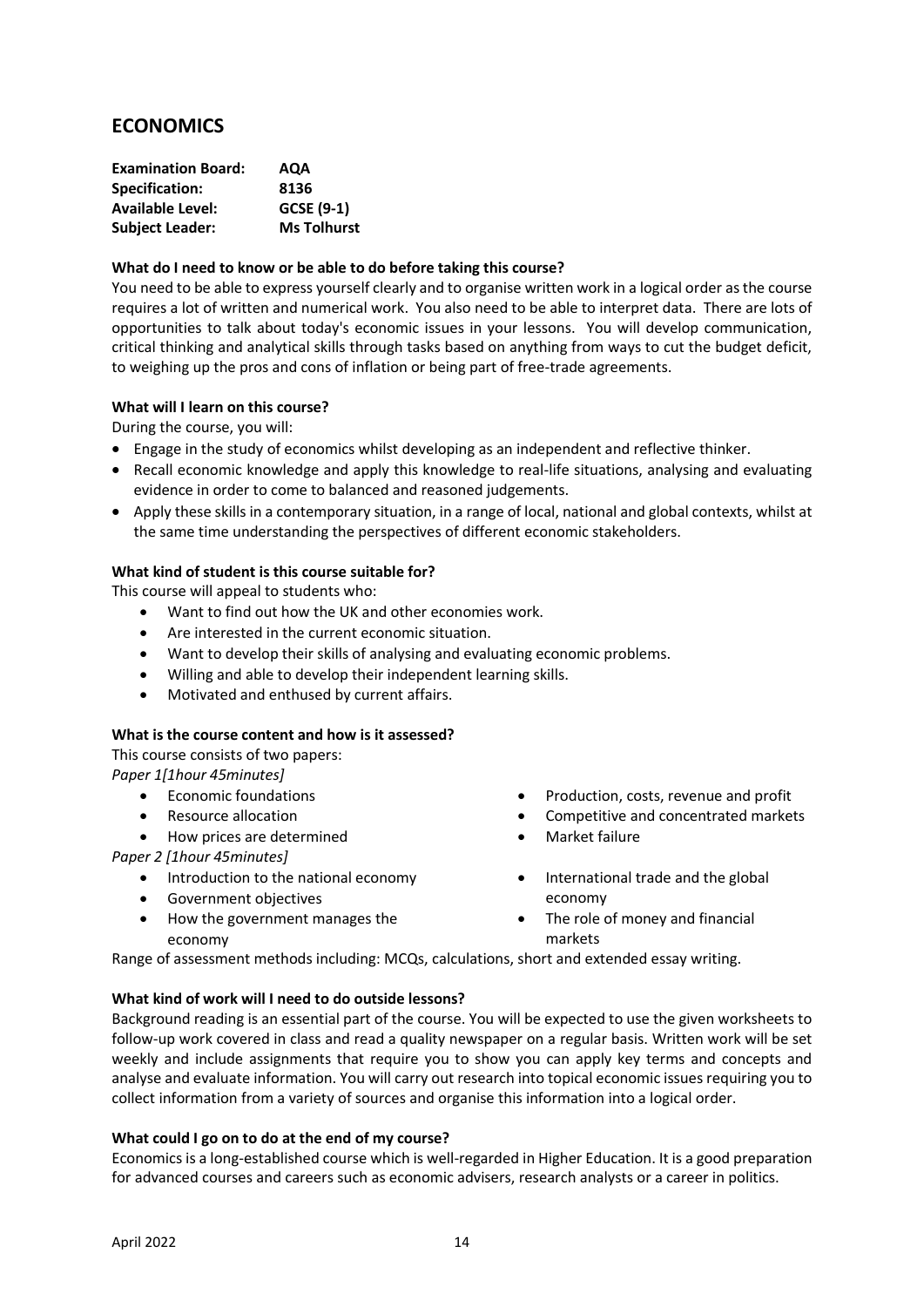## ECONOMICS

| | |
|---|---|
| **Examination Board:** | **AQA** |
| **Specification:** | **8136** |
| **Available Level:** | **GCSE (9-1)** |
| **Subject Leader:** | **Ms Tolhurst** |

**What do I need to know or be able to do before taking this course?**

You need to be able to express yourself clearly and to organise written work in a logical order as the course requires a lot of written and numerical work. You also need to be able to interpret data. There are lots of opportunities to talk about today's economic issues in your lessons. You will develop communication, critical thinking and analytical skills through tasks based on anything from ways to cut the budget deficit, to weighing up the pros and cons of inflation or being part of free-trade agreements.

**What will I learn on this course?**

During the course, you will:

- Engage in the study of economics whilst developing as an independent and reflective thinker.
- Recall economic knowledge and apply this knowledge to real-life situations, analysing and evaluating evidence in order to come to balanced and reasoned judgements.
- Apply these skills in a contemporary situation, in a range of local, national and global contexts, whilst at the same time understanding the perspectives of different economic stakeholders.

**What kind of student is this course suitable for?**

This course will appeal to students who:

- Want to find out how the UK and other economies work.
- Are interested in the current economic situation.
- Want to develop their skills of analysing and evaluating economic problems.
- Willing and able to develop their independent learning skills.
- Motivated and enthused by current affairs.

**What is the course content and how is it assessed?**

This course consists of two papers:

*Paper 1[1hour 45minutes]*

- Economic foundations
- Resource allocation
- How prices are determined
- Production, costs, revenue and profit
- Competitive and concentrated markets
- Market failure

*Paper 2 [1hour 45minutes]*

- Introduction to the national economy
- Government objectives
- How the government manages the economy
- International trade and the global economy
- The role of money and financial markets

Range of assessment methods including: MCQs, calculations, short and extended essay writing.

**What kind of work will I need to do outside lessons?**

Background reading is an essential part of the course. You will be expected to use the given worksheets to follow-up work covered in class and read a quality newspaper on a regular basis. Written work will be set weekly and include assignments that require you to show you can apply key terms and concepts and analyse and evaluate information. You will carry out research into topical economic issues requiring you to collect information from a variety of sources and organise this information into a logical order.

**What could I go on to do at the end of my course?**

Economics is a long-established course which is well-regarded in Higher Education. It is a good preparation for advanced courses and careers such as economic advisers, research analysts or a career in politics.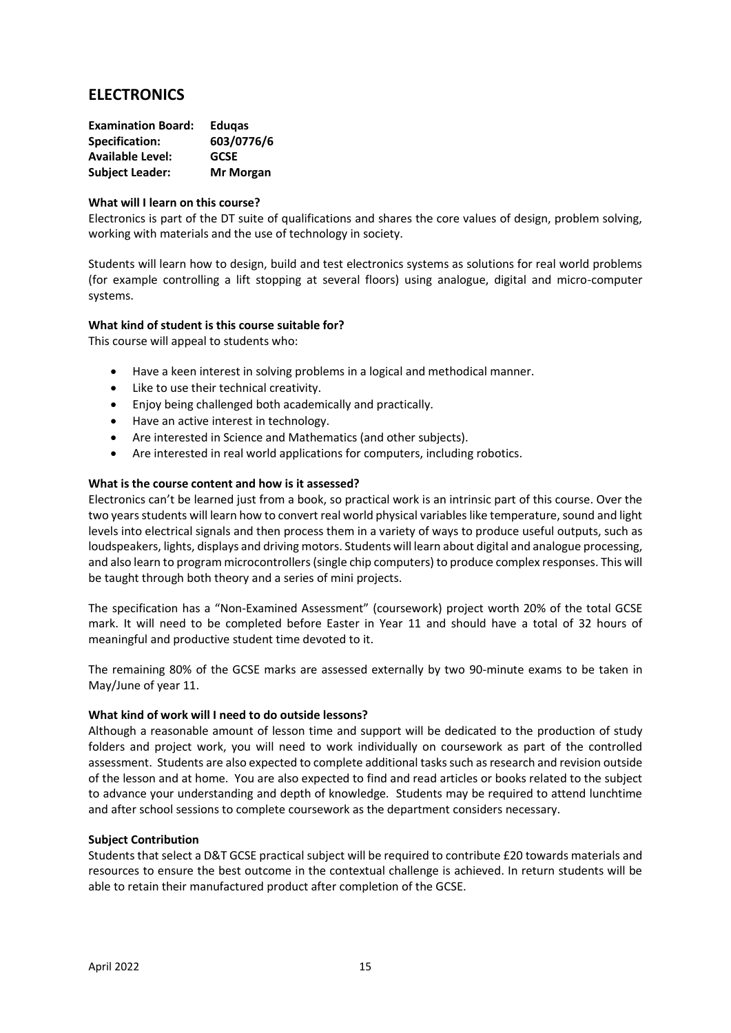# ELECTRONICS

**Examination Board:** **Eduqas**
**Specification:** **603/0776/6**
**Available Level:** **GCSE**
**Subject Leader:** **Mr Morgan**

**What will I learn on this course?**

Electronics is part of the DT suite of qualifications and shares the core values of design, problem solving, working with materials and the use of technology in society.

Students will learn how to design, build and test electronics systems as solutions for real world problems (for example controlling a lift stopping at several floors) using analogue, digital and micro-computer systems.

**What kind of student is this course suitable for?**

This course will appeal to students who:

- Have a keen interest in solving problems in a logical and methodical manner.
- Like to use their technical creativity.
- Enjoy being challenged both academically and practically.
- Have an active interest in technology.
- Are interested in Science and Mathematics (and other subjects).
- Are interested in real world applications for computers, including robotics.

**What is the course content and how is it assessed?**

Electronics can't be learned just from a book, so practical work is an intrinsic part of this course. Over the two years students will learn how to convert real world physical variables like temperature, sound and light levels into electrical signals and then process them in a variety of ways to produce useful outputs, such as loudspeakers, lights, displays and driving motors. Students will learn about digital and analogue processing, and also learn to program microcontrollers (single chip computers) to produce complex responses. This will be taught through both theory and a series of mini projects.

The specification has a "Non-Examined Assessment" (coursework) project worth 20% of the total GCSE mark. It will need to be completed before Easter in Year 11 and should have a total of 32 hours of meaningful and productive student time devoted to it.

The remaining 80% of the GCSE marks are assessed externally by two 90-minute exams to be taken in May/June of year 11.

**What kind of work will I need to do outside lessons?**

Although a reasonable amount of lesson time and support will be dedicated to the production of study folders and project work, you will need to work individually on coursework as part of the controlled assessment. Students are also expected to complete additional tasks such as research and revision outside of the lesson and at home. You are also expected to find and read articles or books related to the subject to advance your understanding and depth of knowledge. Students may be required to attend lunchtime and after school sessions to complete coursework as the department considers necessary.

**Subject Contribution**

Students that select a D&T GCSE practical subject will be required to contribute £20 towards materials and resources to ensure the best outcome in the contextual challenge is achieved. In return students will be able to retain their manufactured product after completion of the GCSE.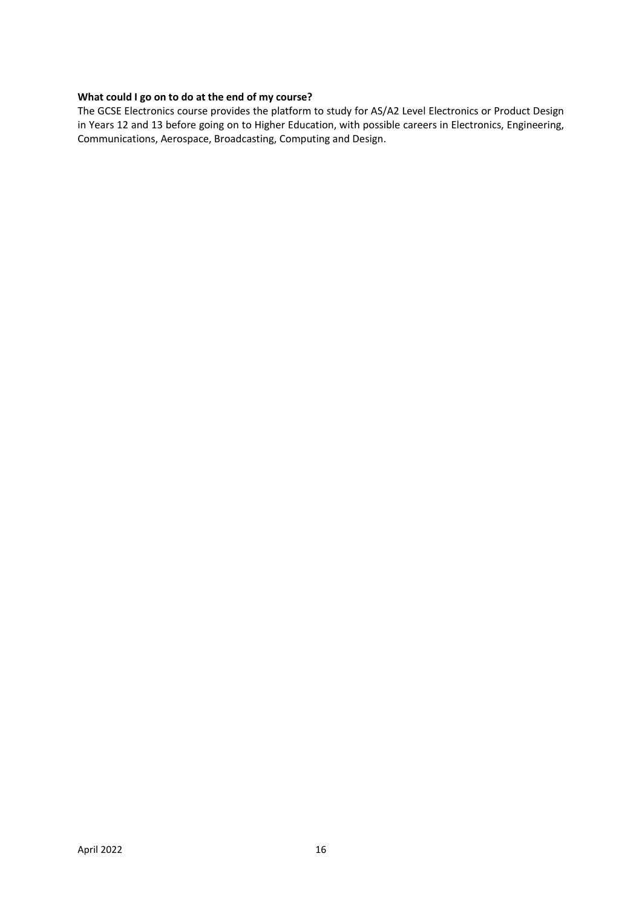**What could I go on to do at the end of my course?**

The GCSE Electronics course provides the platform to study for AS/A2 Level Electronics or Product Design in Years 12 and 13 before going on to Higher Education, with possible careers in Electronics, Engineering, Communications, Aerospace, Broadcasting, Computing and Design.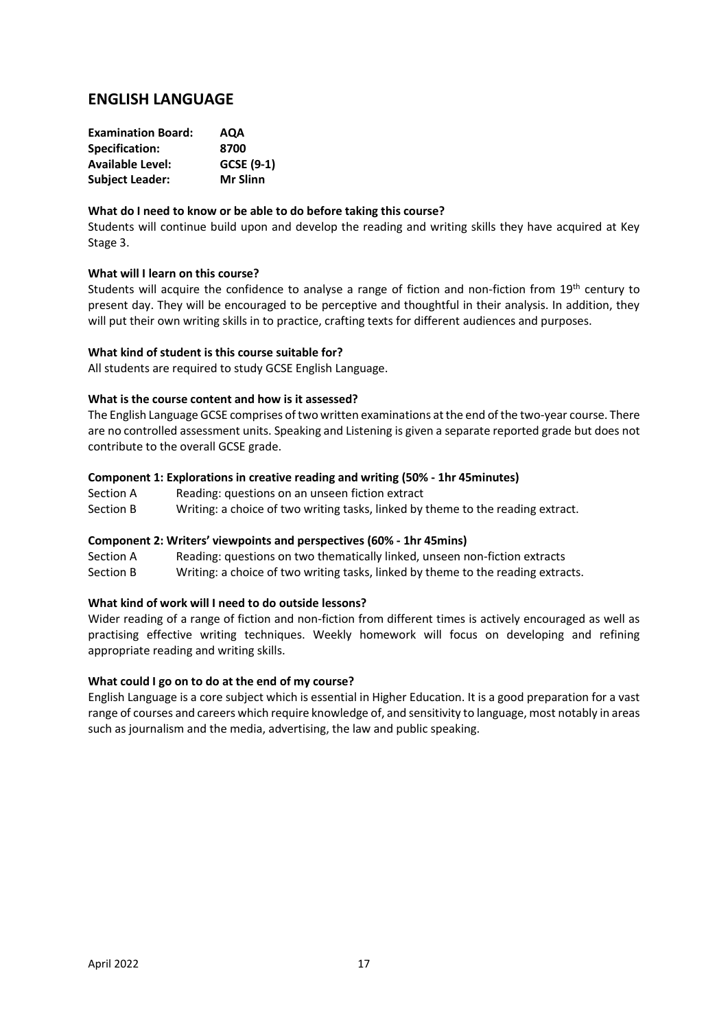## ENGLISH LANGUAGE

| | |
|---|---|
| **Examination Board:** | **AQA** |
| **Specification:** | **8700** |
| **Available Level:** | **GCSE (9-1)** |
| **Subject Leader:** | **Mr Slinn** |

**What do I need to know or be able to do before taking this course?**

Students will continue build upon and develop the reading and writing skills they have acquired at Key Stage 3.

**What will I learn on this course?**

Students will acquire the confidence to analyse a range of fiction and non-fiction from 19th century to present day. They will be encouraged to be perceptive and thoughtful in their analysis. In addition, they will put their own writing skills in to practice, crafting texts for different audiences and purposes.

**What kind of student is this course suitable for?**

All students are required to study GCSE English Language.

**What is the course content and how is it assessed?**

The English Language GCSE comprises of two written examinations at the end of the two-year course. There are no controlled assessment units. Speaking and Listening is given a separate reported grade but does not contribute to the overall GCSE grade.

**Component 1: Explorations in creative reading and writing (50% - 1hr 45minutes)**

| | |
|---|---|
| Section A | Reading: questions on an unseen fiction extract |
| Section B | Writing: a choice of two writing tasks, linked by theme to the reading extract. |

**Component 2: Writers' viewpoints and perspectives (60% - 1hr 45mins)**

| | |
|---|---|
| Section A | Reading: questions on two thematically linked, unseen non-fiction extracts |
| Section B | Writing: a choice of two writing tasks, linked by theme to the reading extracts. |

**What kind of work will I need to do outside lessons?**

Wider reading of a range of fiction and non-fiction from different times is actively encouraged as well as practising effective writing techniques. Weekly homework will focus on developing and refining appropriate reading and writing skills.

**What could I go on to do at the end of my course?**

English Language is a core subject which is essential in Higher Education. It is a good preparation for a vast range of courses and careers which require knowledge of, and sensitivity to language, most notably in areas such as journalism and the media, advertising, the law and public speaking.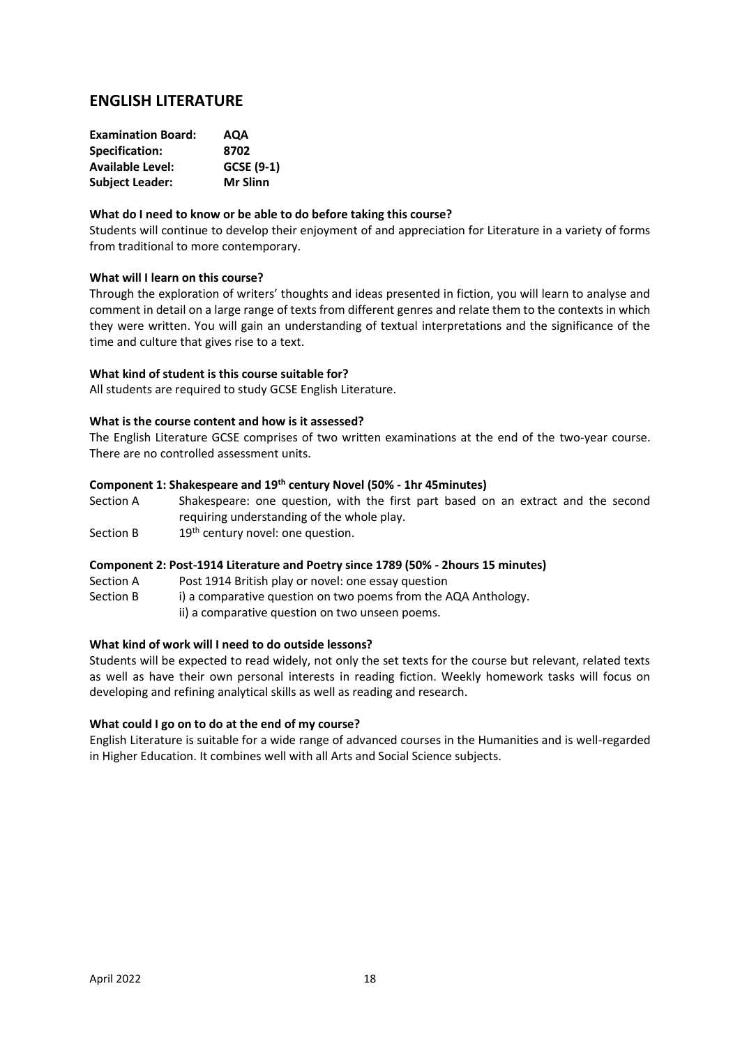## ENGLISH LITERATURE

| | |
|---|---|
| **Examination Board:** | **AQA** |
| **Specification:** | **8702** |
| **Available Level:** | **GCSE (9-1)** |
| **Subject Leader:** | **Mr Slinn** |

**What do I need to know or be able to do before taking this course?**

Students will continue to develop their enjoyment of and appreciation for Literature in a variety of forms from traditional to more contemporary.

**What will I learn on this course?**

Through the exploration of writers' thoughts and ideas presented in fiction, you will learn to analyse and comment in detail on a large range of texts from different genres and relate them to the contexts in which they were written. You will gain an understanding of textual interpretations and the significance of the time and culture that gives rise to a text.

**What kind of student is this course suitable for?**

All students are required to study GCSE English Literature.

**What is the course content and how is it assessed?**

The English Literature GCSE comprises of two written examinations at the end of the two-year course. There are no controlled assessment units.

**Component 1: Shakespeare and 19th century Novel (50% - 1hr 45minutes)**

| | |
|---|---|
| Section A | Shakespeare: one question, with the first part based on an extract and the second requiring understanding of the whole play. |
| Section B | 19th century novel: one question. |

**Component 2: Post-1914 Literature and Poetry since 1789 (50% - 2hours 15 minutes)**

| | |
|---|---|
| Section A | Post 1914 British play or novel: one essay question |
| Section B | i) a comparative question on two poems from the AQA Anthology.<br>ii) a comparative question on two unseen poems. |

**What kind of work will I need to do outside lessons?**

Students will be expected to read widely, not only the set texts for the course but relevant, related texts as well as have their own personal interests in reading fiction. Weekly homework tasks will focus on developing and refining analytical skills as well as reading and research.

**What could I go on to do at the end of my course?**

English Literature is suitable for a wide range of advanced courses in the Humanities and is well-regarded in Higher Education. It combines well with all Arts and Social Science subjects.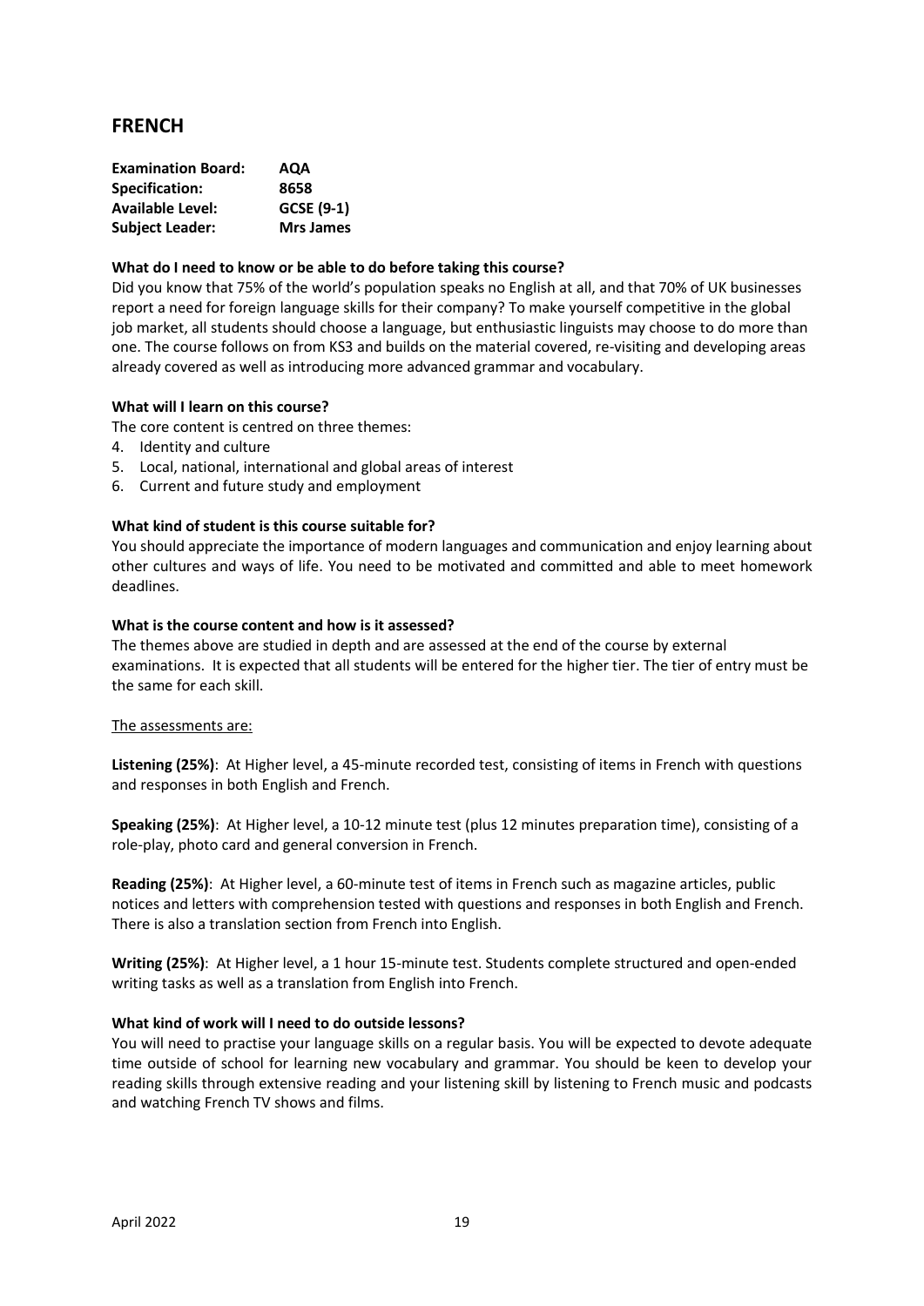## FRENCH

| | |
|---|---|
| **Examination Board:** | **AQA** |
| **Specification:** | **8658** |
| **Available Level:** | **GCSE (9-1)** |
| **Subject Leader:** | **Mrs James** |

**What do I need to know or be able to do before taking this course?**

Did you know that 75% of the world's population speaks no English at all, and that 70% of UK businesses report a need for foreign language skills for their company? To make yourself competitive in the global job market, all students should choose a language, but enthusiastic linguists may choose to do more than one. The course follows on from KS3 and builds on the material covered, re-visiting and developing areas already covered as well as introducing more advanced grammar and vocabulary.

**What will I learn on this course?**

The core content is centred on three themes:

4. Identity and culture
5. Local, national, international and global areas of interest
6. Current and future study and employment

**What kind of student is this course suitable for?**

You should appreciate the importance of modern languages and communication and enjoy learning about other cultures and ways of life. You need to be motivated and committed and able to meet homework deadlines.

**What is the course content and how is it assessed?**

The themes above are studied in depth and are assessed at the end of the course by external examinations. It is expected that all students will be entered for the higher tier. The tier of entry must be the same for each skill.

The assessments are:

**Listening (25%)**: At Higher level, a 45-minute recorded test, consisting of items in French with questions and responses in both English and French.

**Speaking (25%)**: At Higher level, a 10-12 minute test (plus 12 minutes preparation time), consisting of a role-play, photo card and general conversion in French.

**Reading (25%)**: At Higher level, a 60-minute test of items in French such as magazine articles, public notices and letters with comprehension tested with questions and responses in both English and French. There is also a translation section from French into English.

**Writing (25%)**: At Higher level, a 1 hour 15-minute test. Students complete structured and open-ended writing tasks as well as a translation from English into French.

**What kind of work will I need to do outside lessons?**

You will need to practise your language skills on a regular basis. You will be expected to devote adequate time outside of school for learning new vocabulary and grammar. You should be keen to develop your reading skills through extensive reading and your listening skill by listening to French music and podcasts and watching French TV shows and films.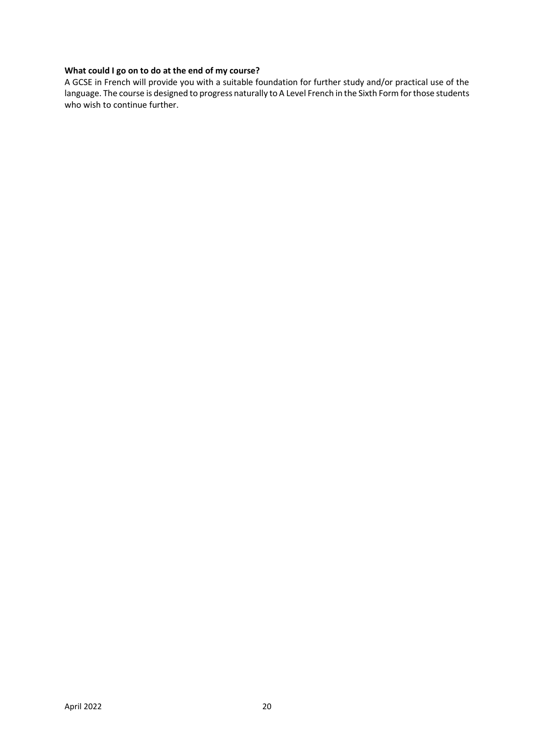**What could I go on to do at the end of my course?**

A GCSE in French will provide you with a suitable foundation for further study and/or practical use of the language. The course is designed to progress naturally to A Level French in the Sixth Form for those students who wish to continue further.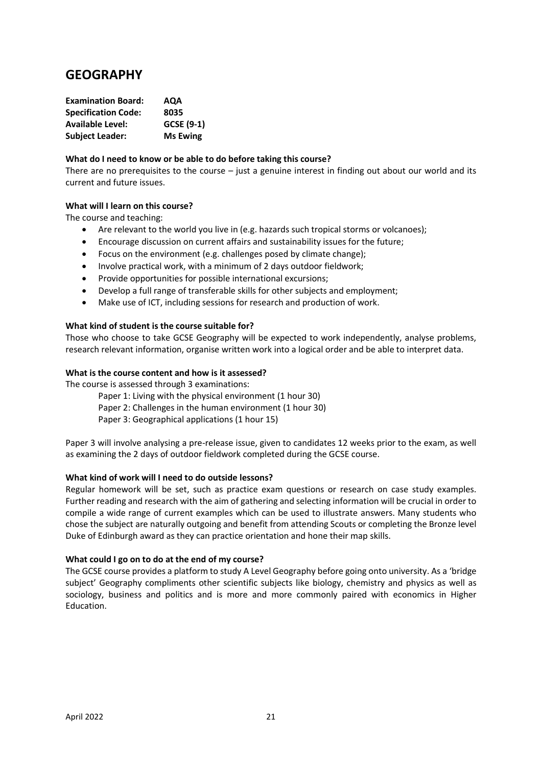# GEOGRAPHY

**Examination Board:** **AQA**
**Specification Code:** **8035**
**Available Level:** **GCSE (9-1)**
**Subject Leader:** **Ms Ewing**

**What do I need to know or be able to do before taking this course?**

There are no prerequisites to the course – just a genuine interest in finding out about our world and its current and future issues.

**What will I learn on this course?**

The course and teaching:

- Are relevant to the world you live in (e.g. hazards such tropical storms or volcanoes);
- Encourage discussion on current affairs and sustainability issues for the future;
- Focus on the environment (e.g. challenges posed by climate change);
- Involve practical work, with a minimum of 2 days outdoor fieldwork;
- Provide opportunities for possible international excursions;
- Develop a full range of transferable skills for other subjects and employment;
- Make use of ICT, including sessions for research and production of work.

**What kind of student is the course suitable for?**

Those who choose to take GCSE Geography will be expected to work independently, analyse problems, research relevant information, organise written work into a logical order and be able to interpret data.

**What is the course content and how is it assessed?**

The course is assessed through 3 examinations:

Paper 1: Living with the physical environment (1 hour 30)
Paper 2: Challenges in the human environment (1 hour 30)
Paper 3: Geographical applications (1 hour 15)

Paper 3 will involve analysing a pre-release issue, given to candidates 12 weeks prior to the exam, as well as examining the 2 days of outdoor fieldwork completed during the GCSE course.

**What kind of work will I need to do outside lessons?**

Regular homework will be set, such as practice exam questions or research on case study examples. Further reading and research with the aim of gathering and selecting information will be crucial in order to compile a wide range of current examples which can be used to illustrate answers. Many students who chose the subject are naturally outgoing and benefit from attending Scouts or completing the Bronze level Duke of Edinburgh award as they can practice orientation and hone their map skills.

**What could I go on to do at the end of my course?**

The GCSE course provides a platform to study A Level Geography before going onto university. As a 'bridge subject' Geography compliments other scientific subjects like biology, chemistry and physics as well as sociology, business and politics and is more and more commonly paired with economics in Higher Education.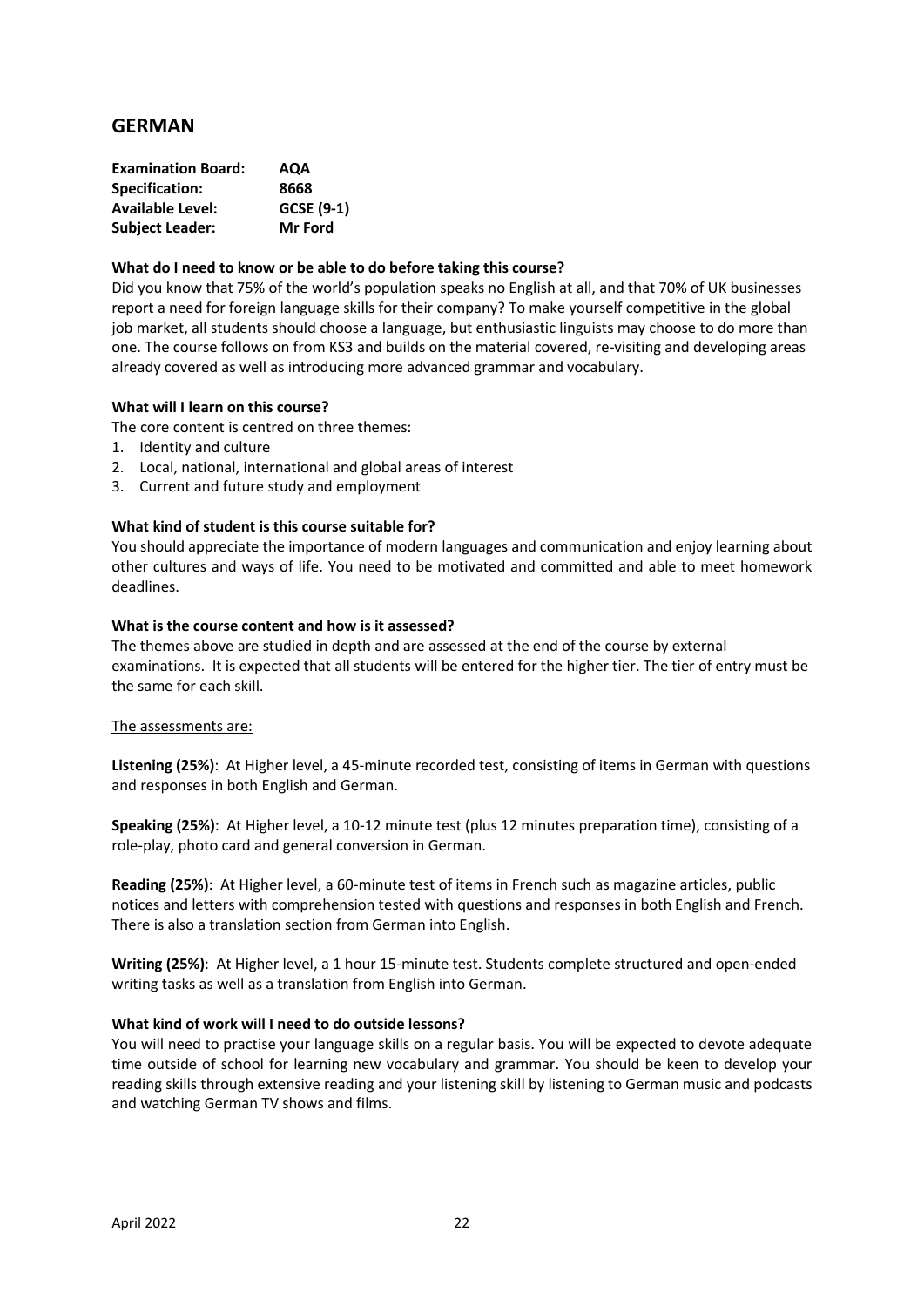## GERMAN

**Examination Board:** AQA
**Specification:** 8668
**Available Level:** GCSE (9-1)
**Subject Leader:** Mr Ford

**What do I need to know or be able to do before taking this course?**

Did you know that 75% of the world's population speaks no English at all, and that 70% of UK businesses report a need for foreign language skills for their company? To make yourself competitive in the global job market, all students should choose a language, but enthusiastic linguists may choose to do more than one. The course follows on from KS3 and builds on the material covered, re-visiting and developing areas already covered as well as introducing more advanced grammar and vocabulary.

**What will I learn on this course?**

The core content is centred on three themes:

1. Identity and culture
2. Local, national, international and global areas of interest
3. Current and future study and employment

**What kind of student is this course suitable for?**

You should appreciate the importance of modern languages and communication and enjoy learning about other cultures and ways of life. You need to be motivated and committed and able to meet homework deadlines.

**What is the course content and how is it assessed?**

The themes above are studied in depth and are assessed at the end of the course by external examinations. It is expected that all students will be entered for the higher tier. The tier of entry must be the same for each skill.

The assessments are:

**Listening (25%)**: At Higher level, a 45-minute recorded test, consisting of items in German with questions and responses in both English and German.

**Speaking (25%)**: At Higher level, a 10-12 minute test (plus 12 minutes preparation time), consisting of a role-play, photo card and general conversion in German.

**Reading (25%)**: At Higher level, a 60-minute test of items in French such as magazine articles, public notices and letters with comprehension tested with questions and responses in both English and French. There is also a translation section from German into English.

**Writing (25%)**: At Higher level, a 1 hour 15-minute test. Students complete structured and open-ended writing tasks as well as a translation from English into German.

**What kind of work will I need to do outside lessons?**

You will need to practise your language skills on a regular basis. You will be expected to devote adequate time outside of school for learning new vocabulary and grammar. You should be keen to develop your reading skills through extensive reading and your listening skill by listening to German music and podcasts and watching German TV shows and films.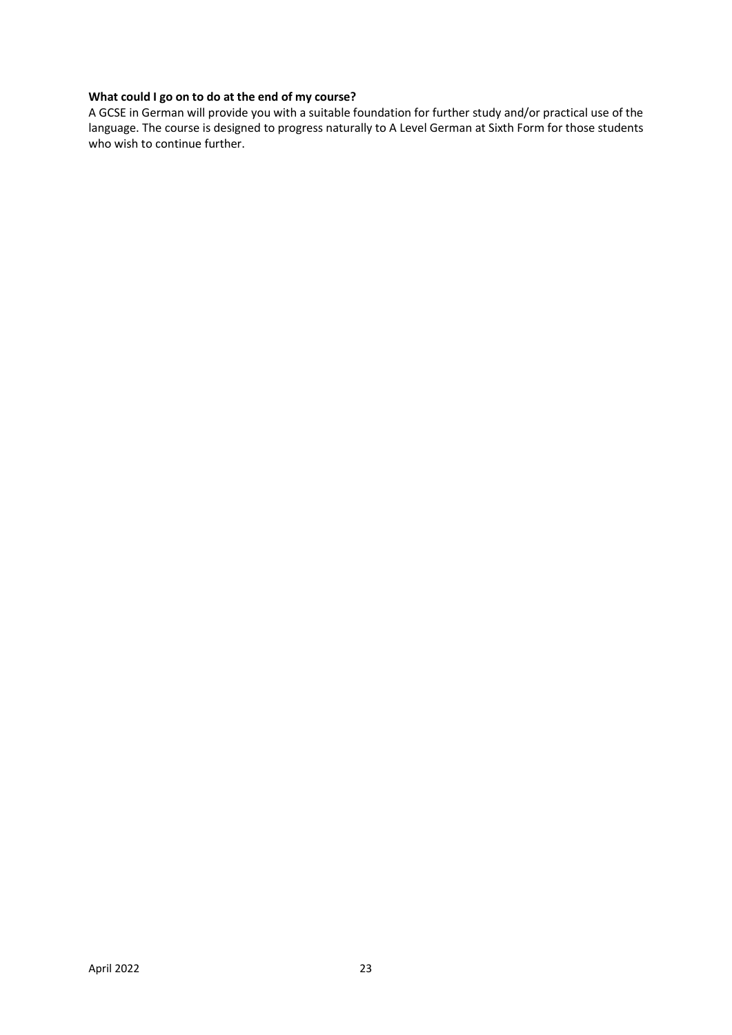**What could I go on to do at the end of my course?**

A GCSE in German will provide you with a suitable foundation for further study and/or practical use of the language. The course is designed to progress naturally to A Level German at Sixth Form for those students who wish to continue further.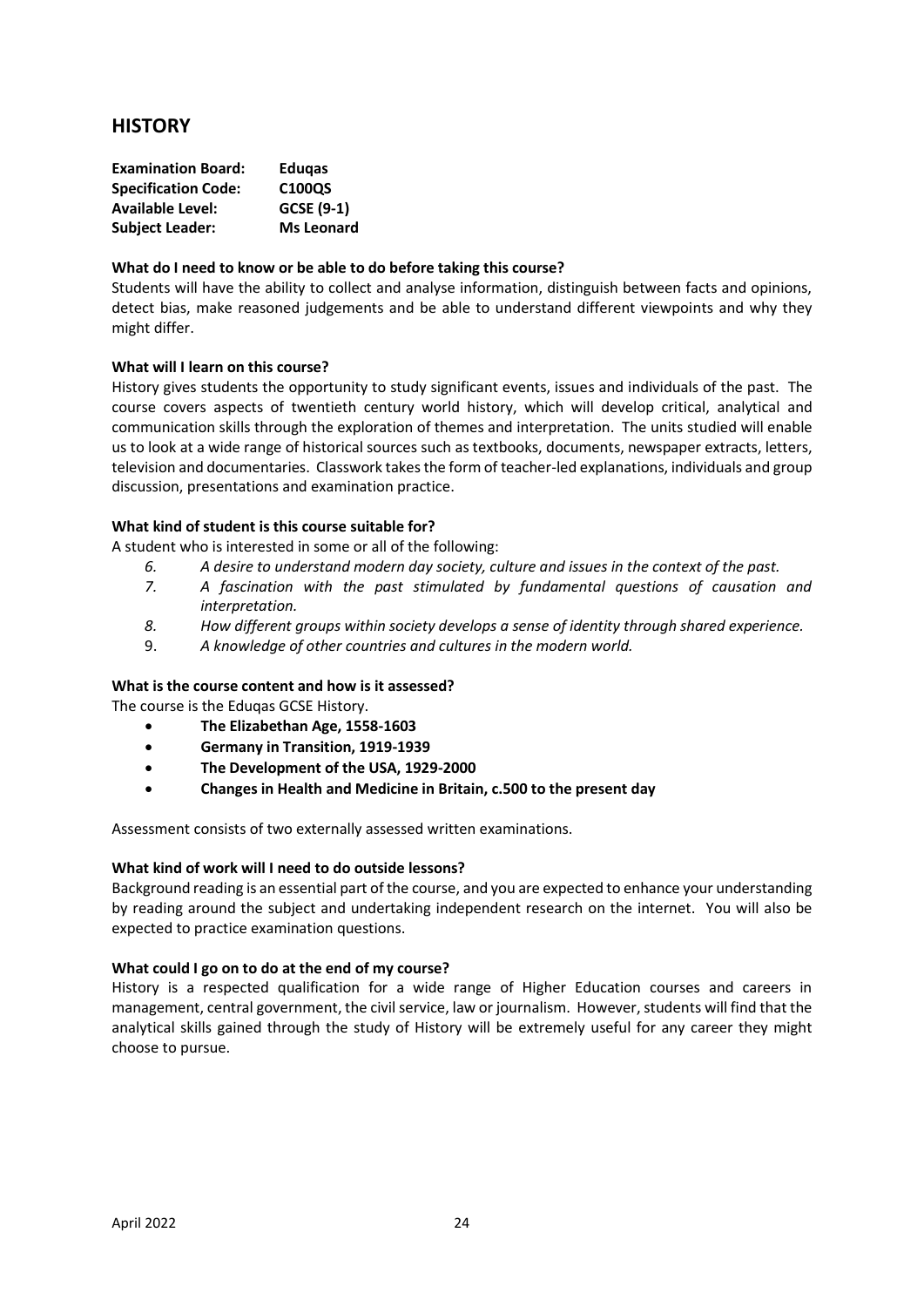## HISTORY

**Examination Board:** **Eduqas**
**Specification Code:** **C100QS**
**Available Level:** **GCSE (9-1)**
**Subject Leader:** **Ms Leonard**

**What do I need to know or be able to do before taking this course?**

Students will have the ability to collect and analyse information, distinguish between facts and opinions, detect bias, make reasoned judgements and be able to understand different viewpoints and why they might differ.

**What will I learn on this course?**

History gives students the opportunity to study significant events, issues and individuals of the past. The course covers aspects of twentieth century world history, which will develop critical, analytical and communication skills through the exploration of themes and interpretation. The units studied will enable us to look at a wide range of historical sources such as textbooks, documents, newspaper extracts, letters, television and documentaries. Classwork takes the form of teacher-led explanations, individuals and group discussion, presentations and examination practice.

**What kind of student is this course suitable for?**

A student who is interested in some or all of the following:

6. *A desire to understand modern day society, culture and issues in the context of the past.*
7. *A fascination with the past stimulated by fundamental questions of causation and interpretation.*
8. *How different groups within society develops a sense of identity through shared experience.*
9. *A knowledge of other countries and cultures in the modern world.*

**What is the course content and how is it assessed?**

The course is the Eduqas GCSE History.

- **The Elizabethan Age, 1558-1603**
- **Germany in Transition, 1919-1939**
- **The Development of the USA, 1929-2000**
- **Changes in Health and Medicine in Britain, c.500 to the present day**

Assessment consists of two externally assessed written examinations.

**What kind of work will I need to do outside lessons?**

Background reading is an essential part of the course, and you are expected to enhance your understanding by reading around the subject and undertaking independent research on the internet. You will also be expected to practice examination questions.

**What could I go on to do at the end of my course?**

History is a respected qualification for a wide range of Higher Education courses and careers in management, central government, the civil service, law or journalism. However, students will find that the analytical skills gained through the study of History will be extremely useful for any career they might choose to pursue.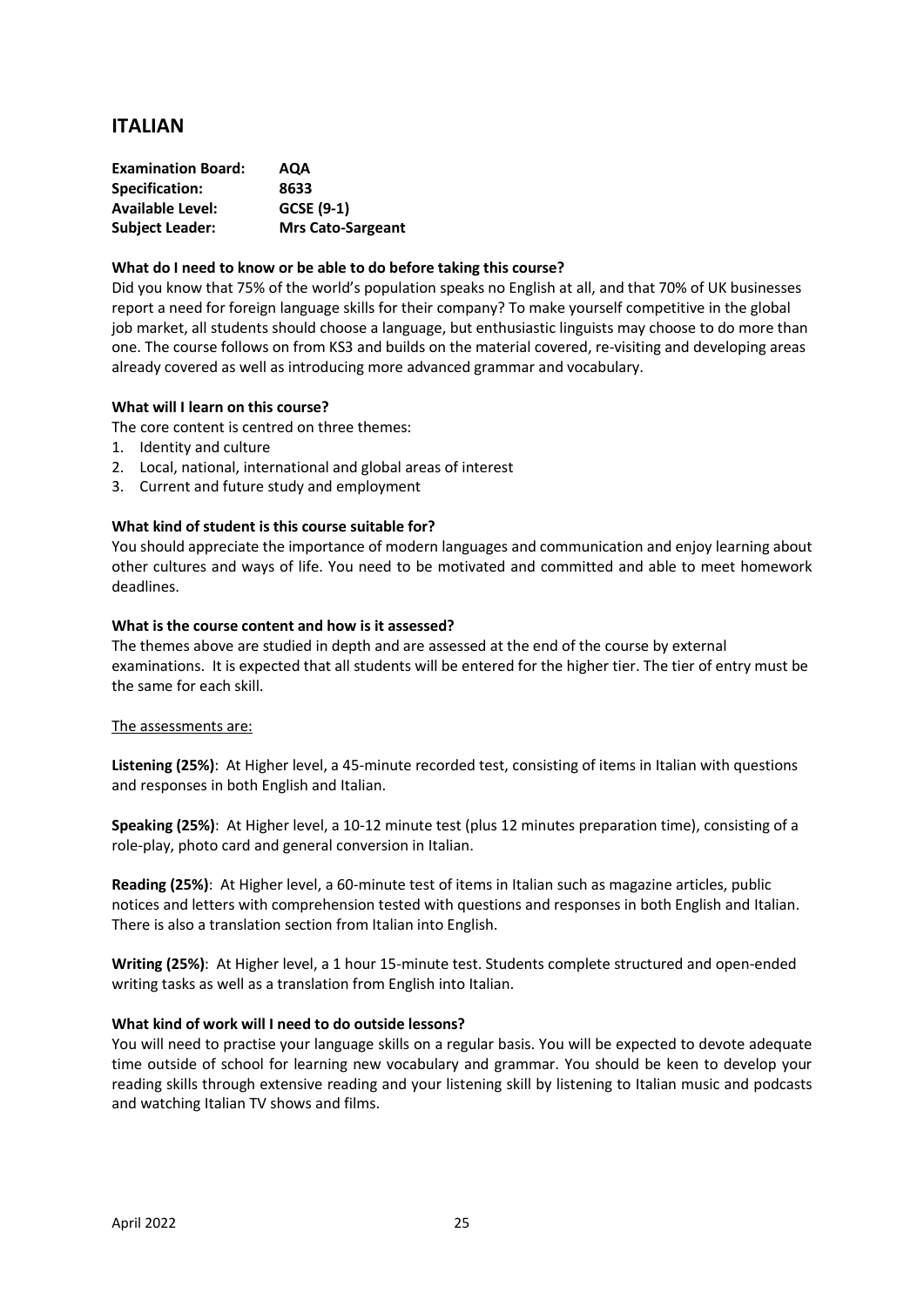## ITALIAN

**Examination Board:** **AQA**
**Specification:** **8633**
**Available Level:** **GCSE (9-1)**
**Subject Leader:** **Mrs Cato-Sargeant**

**What do I need to know or be able to do before taking this course?**

Did you know that 75% of the world's population speaks no English at all, and that 70% of UK businesses report a need for foreign language skills for their company? To make yourself competitive in the global job market, all students should choose a language, but enthusiastic linguists may choose to do more than one. The course follows on from KS3 and builds on the material covered, re-visiting and developing areas already covered as well as introducing more advanced grammar and vocabulary.

**What will I learn on this course?**

The core content is centred on three themes:

1. Identity and culture
2. Local, national, international and global areas of interest
3. Current and future study and employment

**What kind of student is this course suitable for?**

You should appreciate the importance of modern languages and communication and enjoy learning about other cultures and ways of life. You need to be motivated and committed and able to meet homework deadlines.

**What is the course content and how is it assessed?**

The themes above are studied in depth and are assessed at the end of the course by external examinations. It is expected that all students will be entered for the higher tier. The tier of entry must be the same for each skill.

The assessments are:

**Listening (25%)**: At Higher level, a 45-minute recorded test, consisting of items in Italian with questions and responses in both English and Italian.

**Speaking (25%)**: At Higher level, a 10-12 minute test (plus 12 minutes preparation time), consisting of a role-play, photo card and general conversion in Italian.

**Reading (25%)**: At Higher level, a 60-minute test of items in Italian such as magazine articles, public notices and letters with comprehension tested with questions and responses in both English and Italian. There is also a translation section from Italian into English.

**Writing (25%)**: At Higher level, a 1 hour 15-minute test. Students complete structured and open-ended writing tasks as well as a translation from English into Italian.

**What kind of work will I need to do outside lessons?**

You will need to practise your language skills on a regular basis. You will be expected to devote adequate time outside of school for learning new vocabulary and grammar. You should be keen to develop your reading skills through extensive reading and your listening skill by listening to Italian music and podcasts and watching Italian TV shows and films.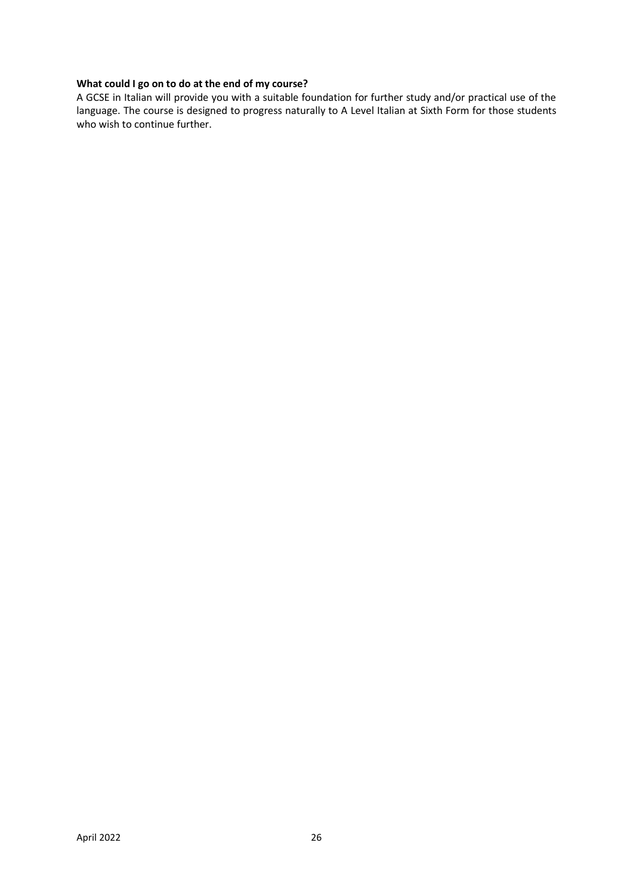**What could I go on to do at the end of my course?**

A GCSE in Italian will provide you with a suitable foundation for further study and/or practical use of the language. The course is designed to progress naturally to A Level Italian at Sixth Form for those students who wish to continue further.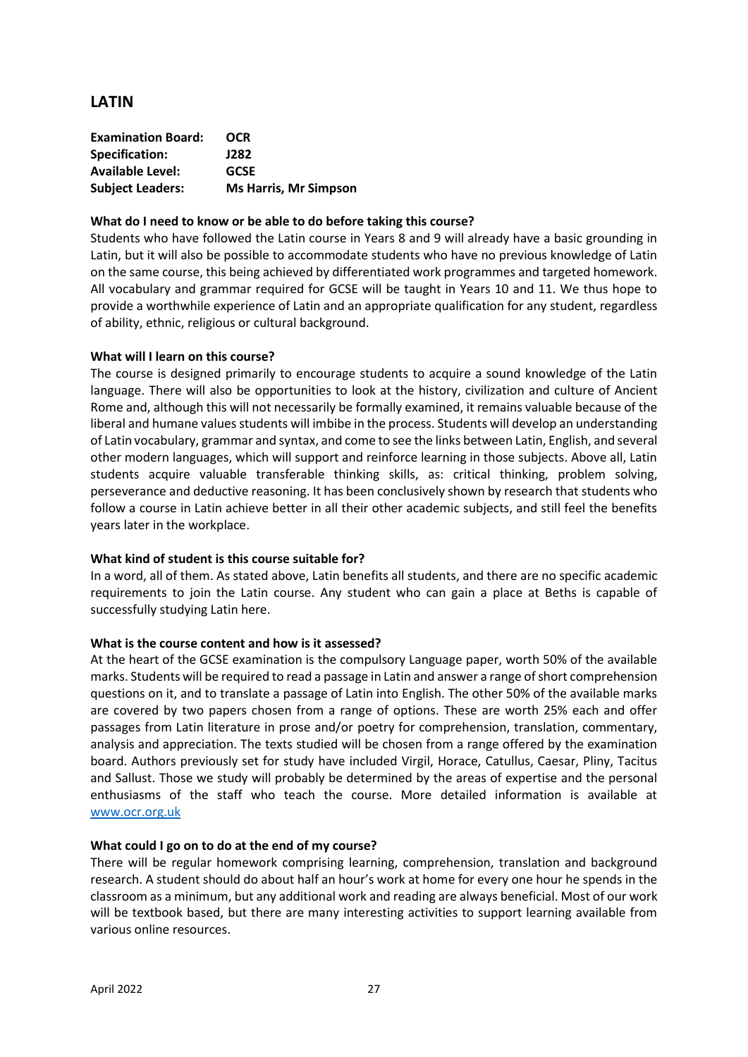## LATIN

**Examination Board:** **OCR**
**Specification:** **J282**
**Available Level:** **GCSE**
**Subject Leaders:** **Ms Harris, Mr Simpson**

**What do I need to know or be able to do before taking this course?**

Students who have followed the Latin course in Years 8 and 9 will already have a basic grounding in Latin, but it will also be possible to accommodate students who have no previous knowledge of Latin on the same course, this being achieved by differentiated work programmes and targeted homework. All vocabulary and grammar required for GCSE will be taught in Years 10 and 11. We thus hope to provide a worthwhile experience of Latin and an appropriate qualification for any student, regardless of ability, ethnic, religious or cultural background.

**What will I learn on this course?**

The course is designed primarily to encourage students to acquire a sound knowledge of the Latin language. There will also be opportunities to look at the history, civilization and culture of Ancient Rome and, although this will not necessarily be formally examined, it remains valuable because of the liberal and humane values students will imbibe in the process. Students will develop an understanding of Latin vocabulary, grammar and syntax, and come to see the links between Latin, English, and several other modern languages, which will support and reinforce learning in those subjects. Above all, Latin students acquire valuable transferable thinking skills, as: critical thinking, problem solving, perseverance and deductive reasoning. It has been conclusively shown by research that students who follow a course in Latin achieve better in all their other academic subjects, and still feel the benefits years later in the workplace.

**What kind of student is this course suitable for?**

In a word, all of them. As stated above, Latin benefits all students, and there are no specific academic requirements to join the Latin course. Any student who can gain a place at Beths is capable of successfully studying Latin here.

**What is the course content and how is it assessed?**

At the heart of the GCSE examination is the compulsory Language paper, worth 50% of the available marks. Students will be required to read a passage in Latin and answer a range of short comprehension questions on it, and to translate a passage of Latin into English. The other 50% of the available marks are covered by two papers chosen from a range of options. These are worth 25% each and offer passages from Latin literature in prose and/or poetry for comprehension, translation, commentary, analysis and appreciation. The texts studied will be chosen from a range offered by the examination board. Authors previously set for study have included Virgil, Horace, Catullus, Caesar, Pliny, Tacitus and Sallust. Those we study will probably be determined by the areas of expertise and the personal enthusiasms of the staff who teach the course. More detailed information is available at www.ocr.org.uk

**What could I go on to do at the end of my course?**

There will be regular homework comprising learning, comprehension, translation and background research. A student should do about half an hour's work at home for every one hour he spends in the classroom as a minimum, but any additional work and reading are always beneficial. Most of our work will be textbook based, but there are many interesting activities to support learning available from various online resources.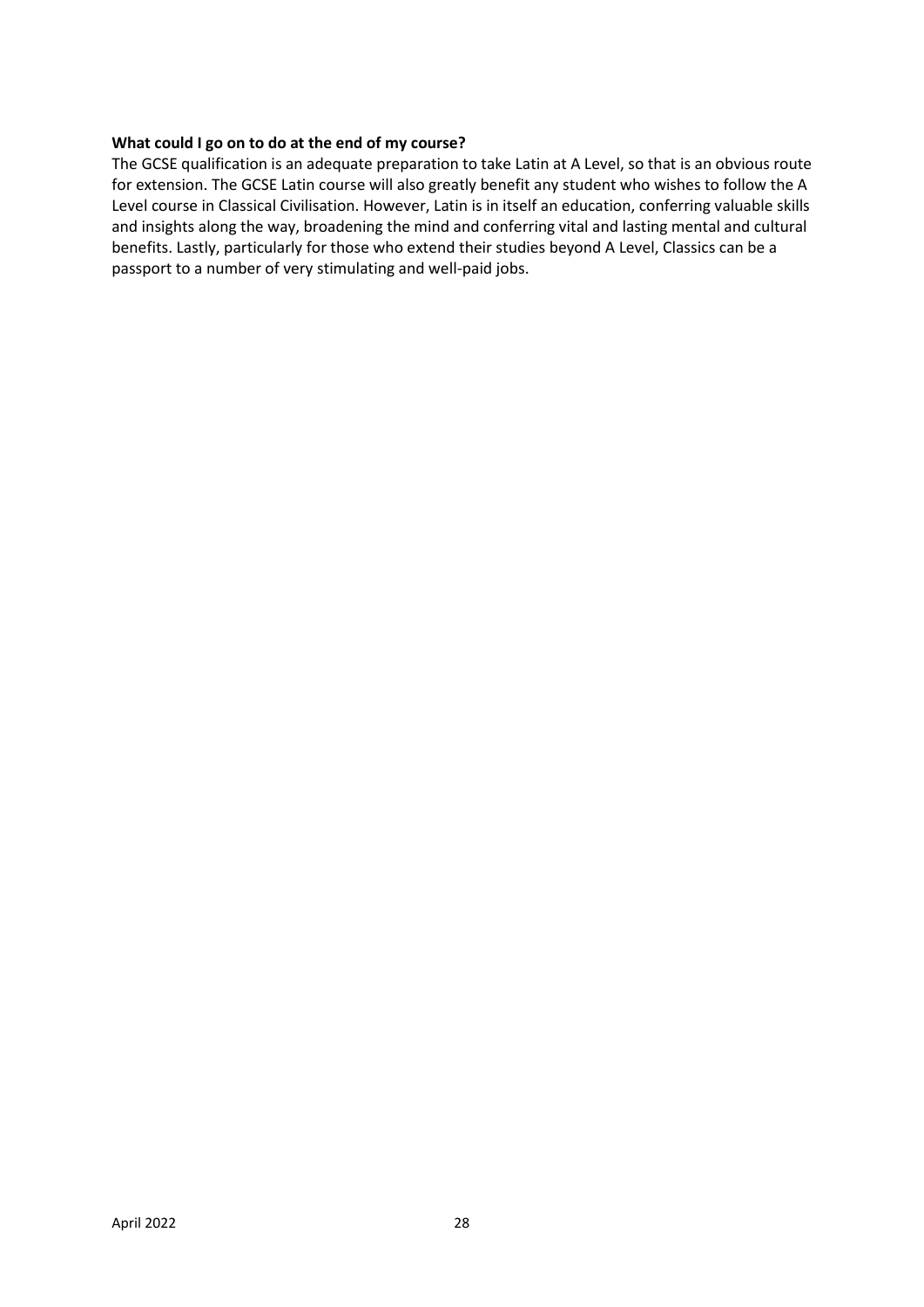**What could I go on to do at the end of my course?**

The GCSE qualification is an adequate preparation to take Latin at A Level, so that is an obvious route for extension. The GCSE Latin course will also greatly benefit any student who wishes to follow the A Level course in Classical Civilisation. However, Latin is in itself an education, conferring valuable skills and insights along the way, broadening the mind and conferring vital and lasting mental and cultural benefits. Lastly, particularly for those who extend their studies beyond A Level, Classics can be a passport to a number of very stimulating and well-paid jobs.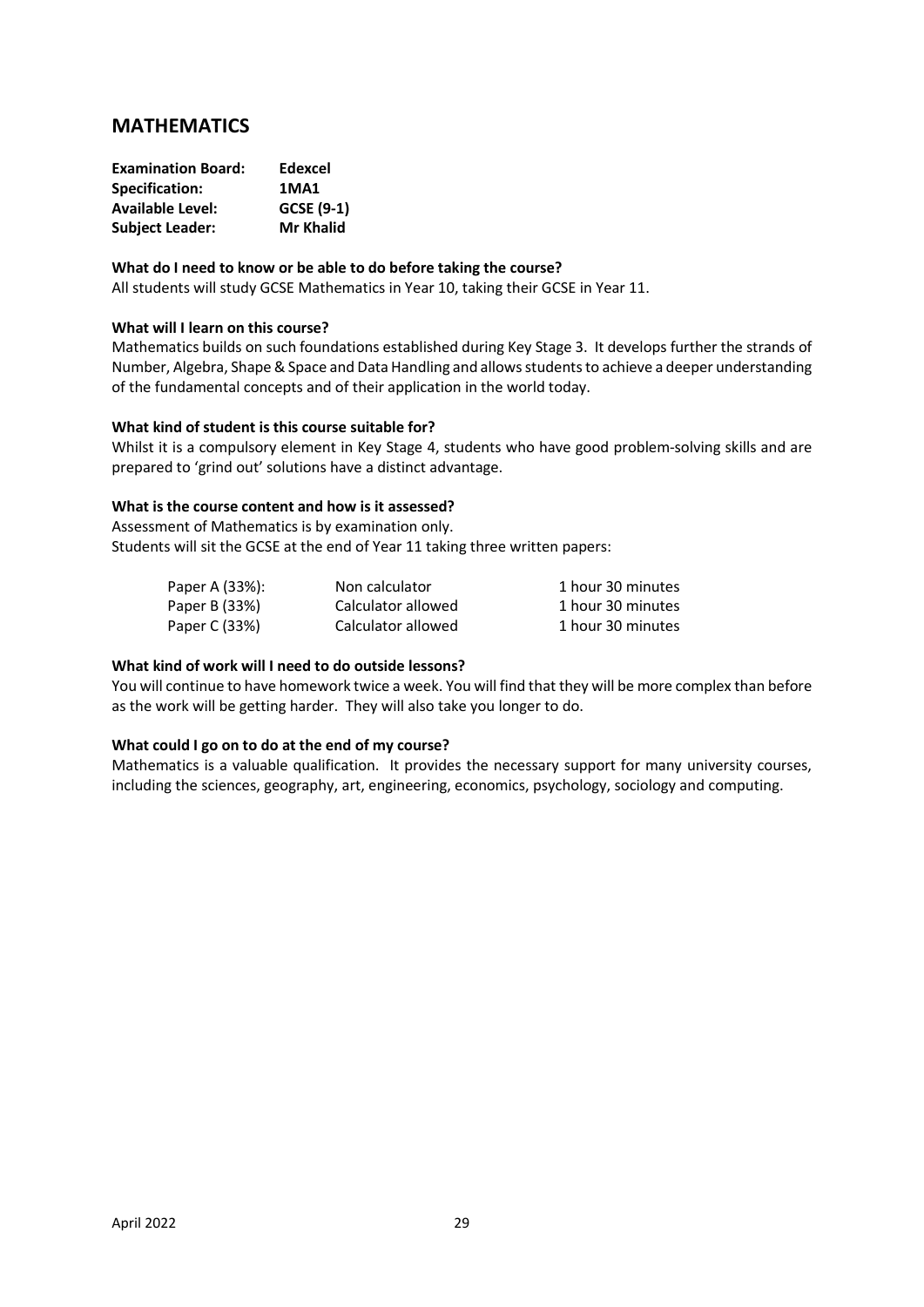## MATHEMATICS

**Examination Board:** **Edexcel**
**Specification:** **1MA1**
**Available Level:** **GCSE (9-1)**
**Subject Leader:** **Mr Khalid**

**What do I need to know or be able to do before taking the course?**

All students will study GCSE Mathematics in Year 10, taking their GCSE in Year 11.

**What will I learn on this course?**

Mathematics builds on such foundations established during Key Stage 3. It develops further the strands of Number, Algebra, Shape & Space and Data Handling and allows students to achieve a deeper understanding of the fundamental concepts and of their application in the world today.

**What kind of student is this course suitable for?**

Whilst it is a compulsory element in Key Stage 4, students who have good problem-solving skills and are prepared to 'grind out' solutions have a distinct advantage.

**What is the course content and how is it assessed?**

Assessment of Mathematics is by examination only.
Students will sit the GCSE at the end of Year 11 taking three written papers:

| | | |
|---|---|---|
| Paper A (33%): | Non calculator | 1 hour 30 minutes |
| Paper B (33%) | Calculator allowed | 1 hour 30 minutes |
| Paper C (33%) | Calculator allowed | 1 hour 30 minutes |

**What kind of work will I need to do outside lessons?**

You will continue to have homework twice a week. You will find that they will be more complex than before as the work will be getting harder. They will also take you longer to do.

**What could I go on to do at the end of my course?**

Mathematics is a valuable qualification. It provides the necessary support for many university courses, including the sciences, geography, art, engineering, economics, psychology, sociology and computing.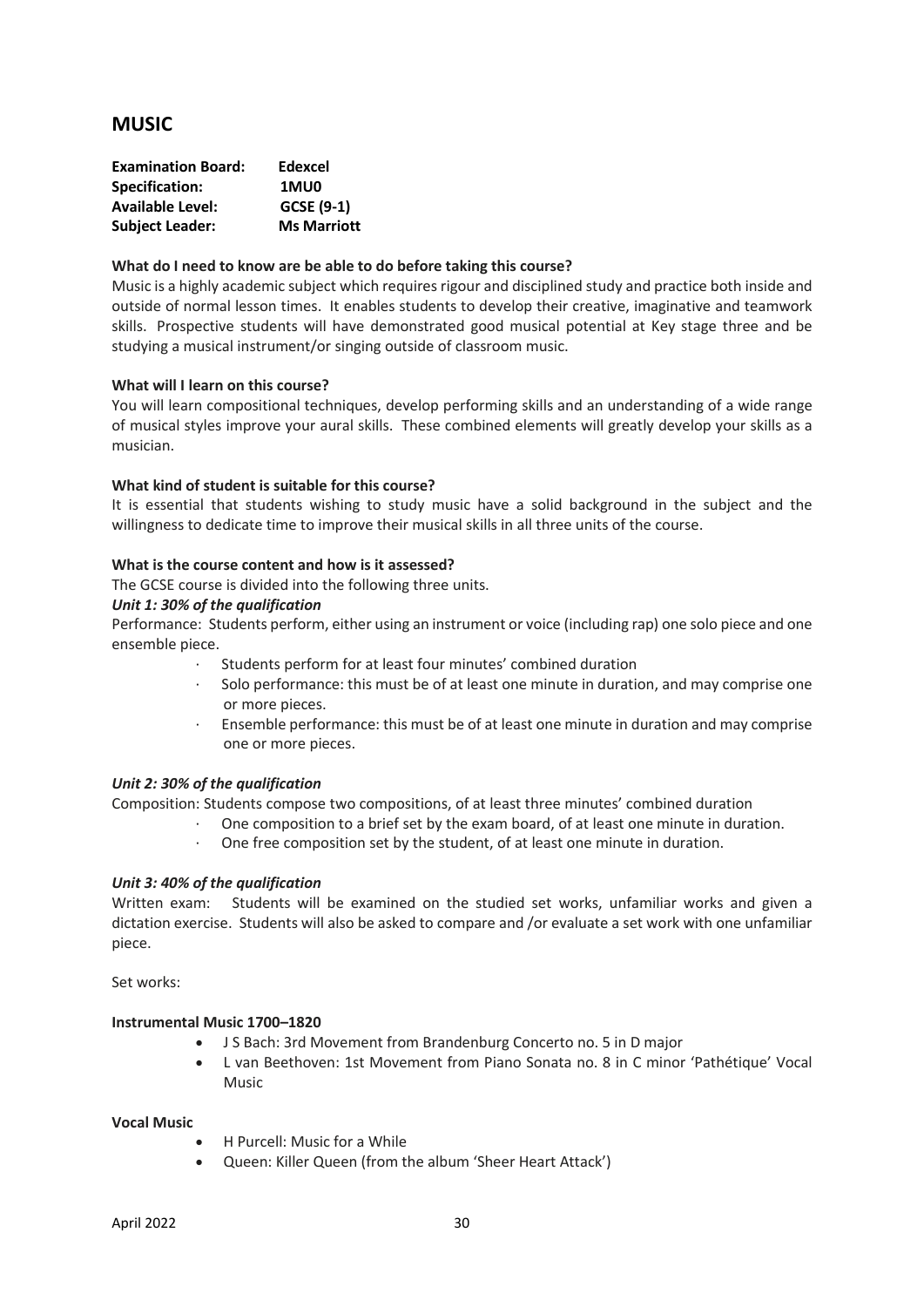## MUSIC

**Examination Board:** **Edexcel**
**Specification:** **1MU0**
**Available Level:** **GCSE (9-1)**
**Subject Leader:** **Ms Marriott**

**What do I need to know are be able to do before taking this course?**

Music is a highly academic subject which requires rigour and disciplined study and practice both inside and outside of normal lesson times. It enables students to develop their creative, imaginative and teamwork skills. Prospective students will have demonstrated good musical potential at Key stage three and be studying a musical instrument/or singing outside of classroom music.

**What will I learn on this course?**

You will learn compositional techniques, develop performing skills and an understanding of a wide range of musical styles improve your aural skills. These combined elements will greatly develop your skills as a musician.

**What kind of student is suitable for this course?**

It is essential that students wishing to study music have a solid background in the subject and the willingness to dedicate time to improve their musical skills in all three units of the course.

**What is the course content and how is it assessed?**

The GCSE course is divided into the following three units.

***Unit 1: 30% of the qualification***

Performance: Students perform, either using an instrument or voice (including rap) one solo piece and one ensemble piece.

- Students perform for at least four minutes' combined duration
- Solo performance: this must be of at least one minute in duration, and may comprise one or more pieces.
- Ensemble performance: this must be of at least one minute in duration and may comprise one or more pieces.

***Unit 2: 30% of the qualification***

Composition: Students compose two compositions, of at least three minutes' combined duration

- One composition to a brief set by the exam board, of at least one minute in duration.
- One free composition set by the student, of at least one minute in duration.

***Unit 3: 40% of the qualification***

Written exam: Students will be examined on the studied set works, unfamiliar works and given a dictation exercise. Students will also be asked to compare and /or evaluate a set work with one unfamiliar piece.

Set works:

**Instrumental Music 1700–1820**

- J S Bach: 3rd Movement from Brandenburg Concerto no. 5 in D major
- L van Beethoven: 1st Movement from Piano Sonata no. 8 in C minor 'Pathétique' Vocal Music

**Vocal Music**

- H Purcell: Music for a While
- Queen: Killer Queen (from the album 'Sheer Heart Attack')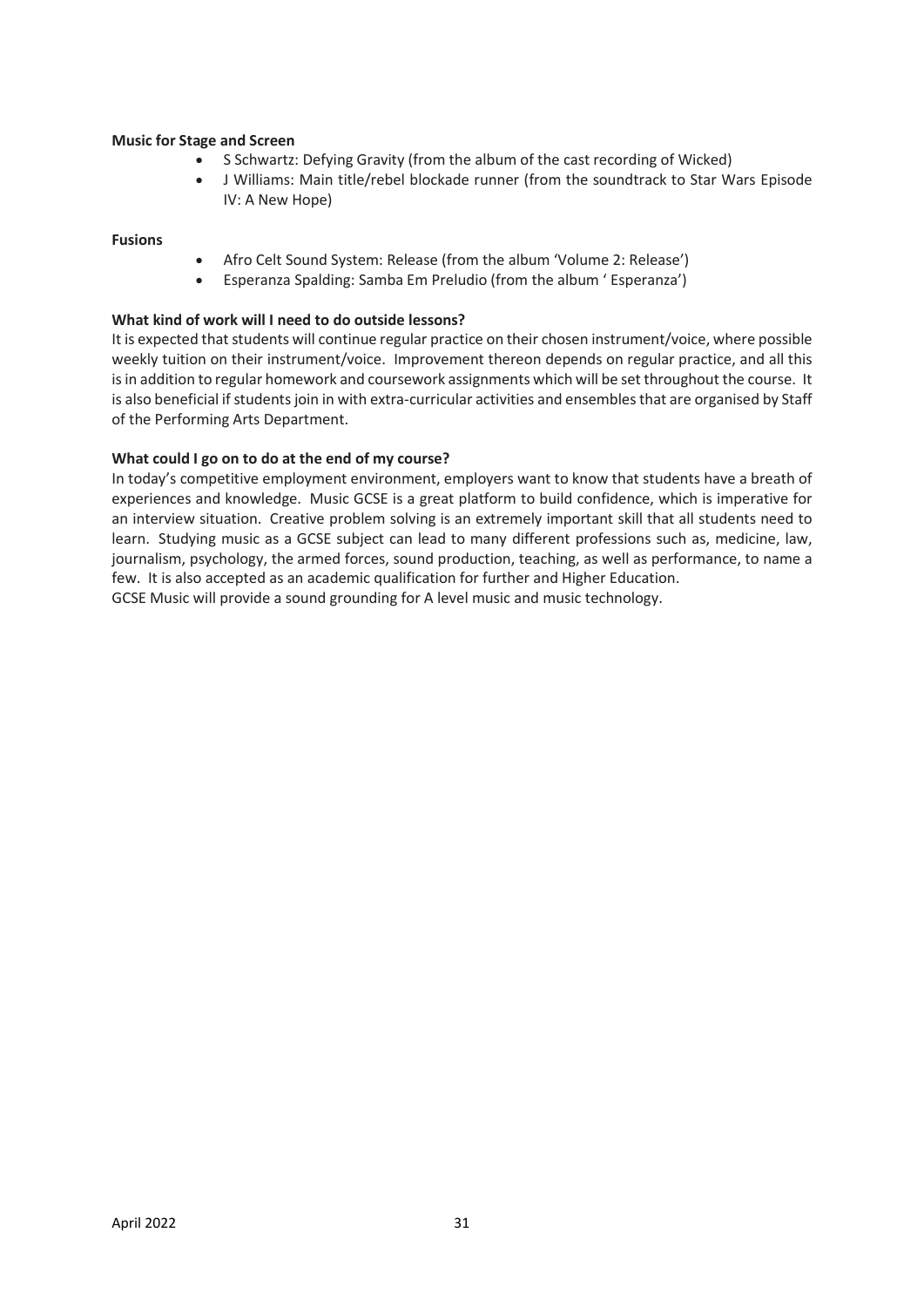**Music for Stage and Screen**

- S Schwartz: Defying Gravity (from the album of the cast recording of Wicked)
- J Williams: Main title/rebel blockade runner (from the soundtrack to Star Wars Episode IV: A New Hope)

**Fusions**

- Afro Celt Sound System: Release (from the album 'Volume 2: Release')
- Esperanza Spalding: Samba Em Preludio (from the album ' Esperanza')

**What kind of work will I need to do outside lessons?**

It is expected that students will continue regular practice on their chosen instrument/voice, where possible weekly tuition on their instrument/voice. Improvement thereon depends on regular practice, and all this is in addition to regular homework and coursework assignments which will be set throughout the course. It is also beneficial if students join in with extra-curricular activities and ensembles that are organised by Staff of the Performing Arts Department.

**What could I go on to do at the end of my course?**

In today's competitive employment environment, employers want to know that students have a breath of experiences and knowledge. Music GCSE is a great platform to build confidence, which is imperative for an interview situation. Creative problem solving is an extremely important skill that all students need to learn. Studying music as a GCSE subject can lead to many different professions such as, medicine, law, journalism, psychology, the armed forces, sound production, teaching, as well as performance, to name a few. It is also accepted as an academic qualification for further and Higher Education.

GCSE Music will provide a sound grounding for A level music and music technology.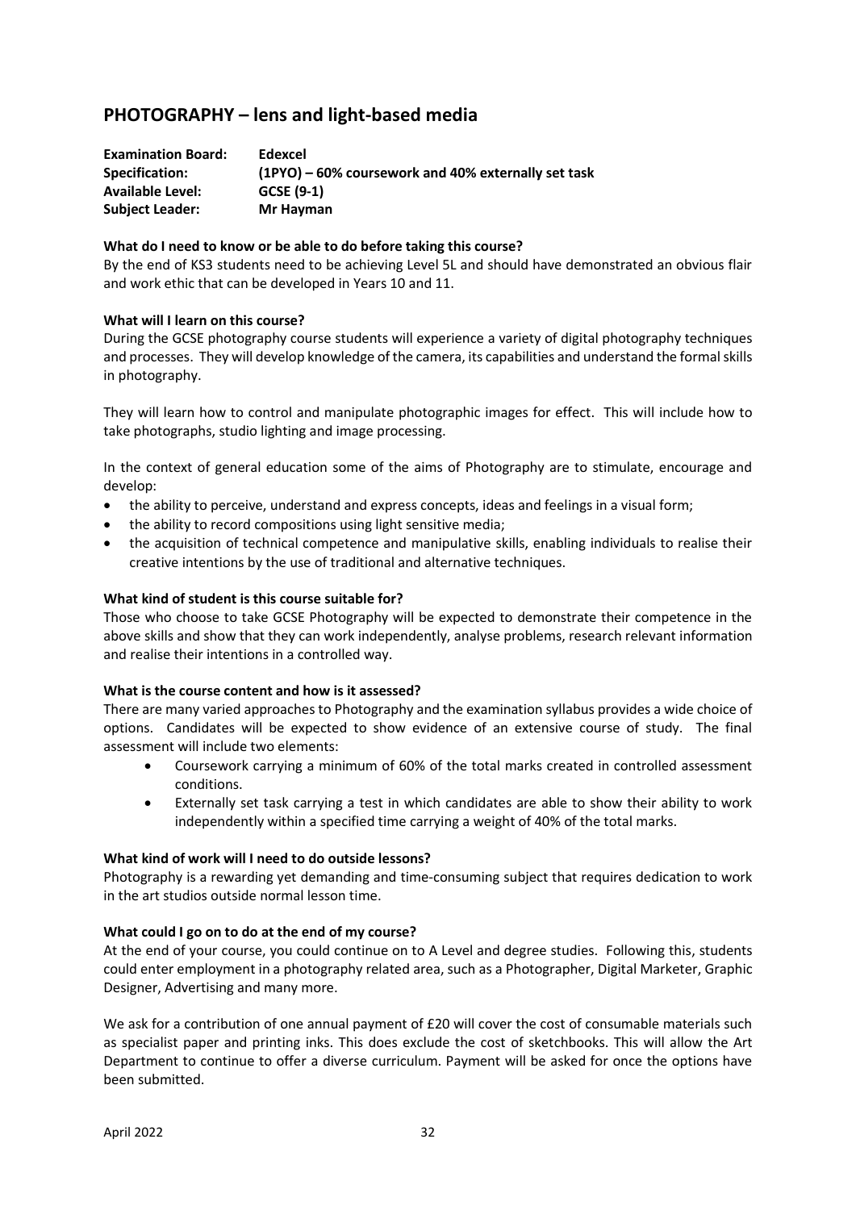## PHOTOGRAPHY – lens and light-based media

**Examination Board:** **Edexcel**
**Specification:** **(1PYO) – 60% coursework and 40% externally set task**
**Available Level:** **GCSE (9-1)**
**Subject Leader:** **Mr Hayman**

**What do I need to know or be able to do before taking this course?**

By the end of KS3 students need to be achieving Level 5L and should have demonstrated an obvious flair and work ethic that can be developed in Years 10 and 11.

**What will I learn on this course?**

During the GCSE photography course students will experience a variety of digital photography techniques and processes. They will develop knowledge of the camera, its capabilities and understand the formal skills in photography.

They will learn how to control and manipulate photographic images for effect. This will include how to take photographs, studio lighting and image processing.

In the context of general education some of the aims of Photography are to stimulate, encourage and develop:

- the ability to perceive, understand and express concepts, ideas and feelings in a visual form;
- the ability to record compositions using light sensitive media;
- the acquisition of technical competence and manipulative skills, enabling individuals to realise their creative intentions by the use of traditional and alternative techniques.

**What kind of student is this course suitable for?**

Those who choose to take GCSE Photography will be expected to demonstrate their competence in the above skills and show that they can work independently, analyse problems, research relevant information and realise their intentions in a controlled way.

**What is the course content and how is it assessed?**

There are many varied approaches to Photography and the examination syllabus provides a wide choice of options. Candidates will be expected to show evidence of an extensive course of study. The final assessment will include two elements:

- Coursework carrying a minimum of 60% of the total marks created in controlled assessment conditions.
- Externally set task carrying a test in which candidates are able to show their ability to work independently within a specified time carrying a weight of 40% of the total marks.

**What kind of work will I need to do outside lessons?**

Photography is a rewarding yet demanding and time-consuming subject that requires dedication to work in the art studios outside normal lesson time.

**What could I go on to do at the end of my course?**

At the end of your course, you could continue on to A Level and degree studies. Following this, students could enter employment in a photography related area, such as a Photographer, Digital Marketer, Graphic Designer, Advertising and many more.

We ask for a contribution of one annual payment of £20 will cover the cost of consumable materials such as specialist paper and printing inks. This does exclude the cost of sketchbooks. This will allow the Art Department to continue to offer a diverse curriculum. Payment will be asked for once the options have been submitted.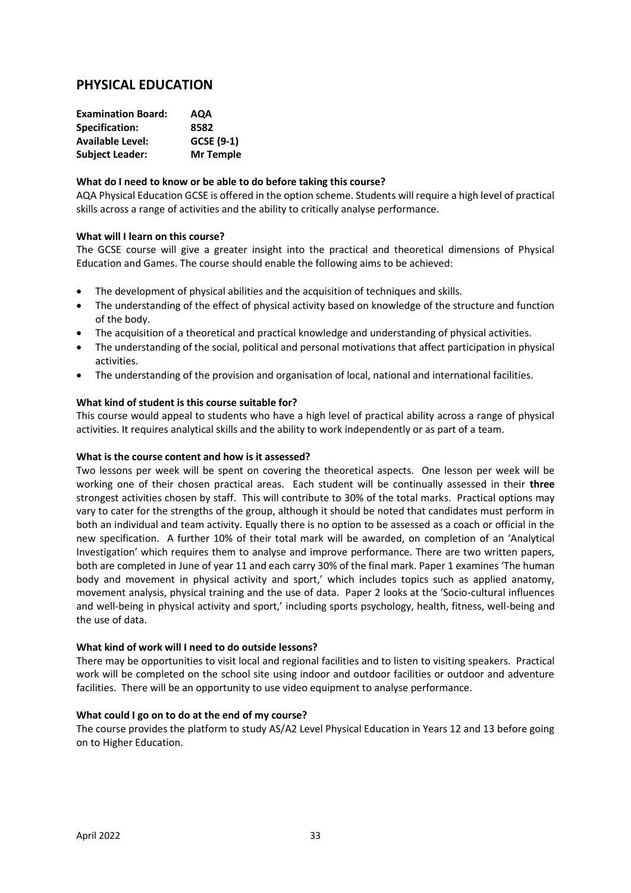## PHYSICAL EDUCATION

**Examination Board:** **AQA**
**Specification:** **8582**
**Available Level:** **GCSE (9-1)**
**Subject Leader:** **Mr Temple**

**What do I need to know or be able to do before taking this course?**

AQA Physical Education GCSE is offered in the option scheme. Students will require a high level of practical skills across a range of activities and the ability to critically analyse performance.

**What will I learn on this course?**

The GCSE course will give a greater insight into the practical and theoretical dimensions of Physical Education and Games. The course should enable the following aims to be achieved:

- The development of physical abilities and the acquisition of techniques and skills.
- The understanding of the effect of physical activity based on knowledge of the structure and function of the body.
- The acquisition of a theoretical and practical knowledge and understanding of physical activities.
- The understanding of the social, political and personal motivations that affect participation in physical activities.
- The understanding of the provision and organisation of local, national and international facilities.

**What kind of student is this course suitable for?**

This course would appeal to students who have a high level of practical ability across a range of physical activities. It requires analytical skills and the ability to work independently or as part of a team.

**What is the course content and how is it assessed?**

Two lessons per week will be spent on covering the theoretical aspects. One lesson per week will be working one of their chosen practical areas. Each student will be continually assessed in their **three** strongest activities chosen by staff. This will contribute to 30% of the total marks. Practical options may vary to cater for the strengths of the group, although it should be noted that candidates must perform in both an individual and team activity. Equally there is no option to be assessed as a coach or official in the new specification. A further 10% of their total mark will be awarded, on completion of an 'Analytical Investigation' which requires them to analyse and improve performance. There are two written papers, both are completed in June of year 11 and each carry 30% of the final mark. Paper 1 examines 'The human body and movement in physical activity and sport,' which includes topics such as applied anatomy, movement analysis, physical training and the use of data. Paper 2 looks at the 'Socio-cultural influences and well-being in physical activity and sport,' including sports psychology, health, fitness, well-being and the use of data.

**What kind of work will I need to do outside lessons?**

There may be opportunities to visit local and regional facilities and to listen to visiting speakers. Practical work will be completed on the school site using indoor and outdoor facilities or outdoor and adventure facilities. There will be an opportunity to use video equipment to analyse performance.

**What could I go on to do at the end of my course?**

The course provides the platform to study AS/A2 Level Physical Education in Years 12 and 13 before going on to Higher Education.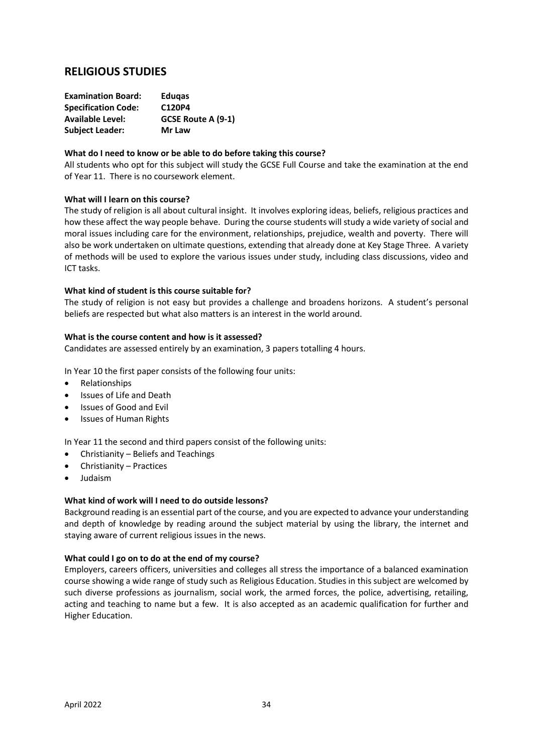## RELIGIOUS STUDIES

**Examination Board:** **Eduqas**
**Specification Code:** **C120P4**
**Available Level:** **GCSE Route A (9-1)**
**Subject Leader:** **Mr Law**

**What do I need to know or be able to do before taking this course?**

All students who opt for this subject will study the GCSE Full Course and take the examination at the end of Year 11. There is no coursework element.

**What will I learn on this course?**

The study of religion is all about cultural insight. It involves exploring ideas, beliefs, religious practices and how these affect the way people behave. During the course students will study a wide variety of social and moral issues including care for the environment, relationships, prejudice, wealth and poverty. There will also be work undertaken on ultimate questions, extending that already done at Key Stage Three. A variety of methods will be used to explore the various issues under study, including class discussions, video and ICT tasks.

**What kind of student is this course suitable for?**

The study of religion is not easy but provides a challenge and broadens horizons. A student's personal beliefs are respected but what also matters is an interest in the world around.

**What is the course content and how is it assessed?**

Candidates are assessed entirely by an examination, 3 papers totalling 4 hours.

In Year 10 the first paper consists of the following four units:

- Relationships
- Issues of Life and Death
- Issues of Good and Evil
- Issues of Human Rights

In Year 11 the second and third papers consist of the following units:

- Christianity – Beliefs and Teachings
- Christianity – Practices
- Judaism

**What kind of work will I need to do outside lessons?**

Background reading is an essential part of the course, and you are expected to advance your understanding and depth of knowledge by reading around the subject material by using the library, the internet and staying aware of current religious issues in the news.

**What could I go on to do at the end of my course?**

Employers, careers officers, universities and colleges all stress the importance of a balanced examination course showing a wide range of study such as Religious Education. Studies in this subject are welcomed by such diverse professions as journalism, social work, the armed forces, the police, advertising, retailing, acting and teaching to name but a few. It is also accepted as an academic qualification for further and Higher Education.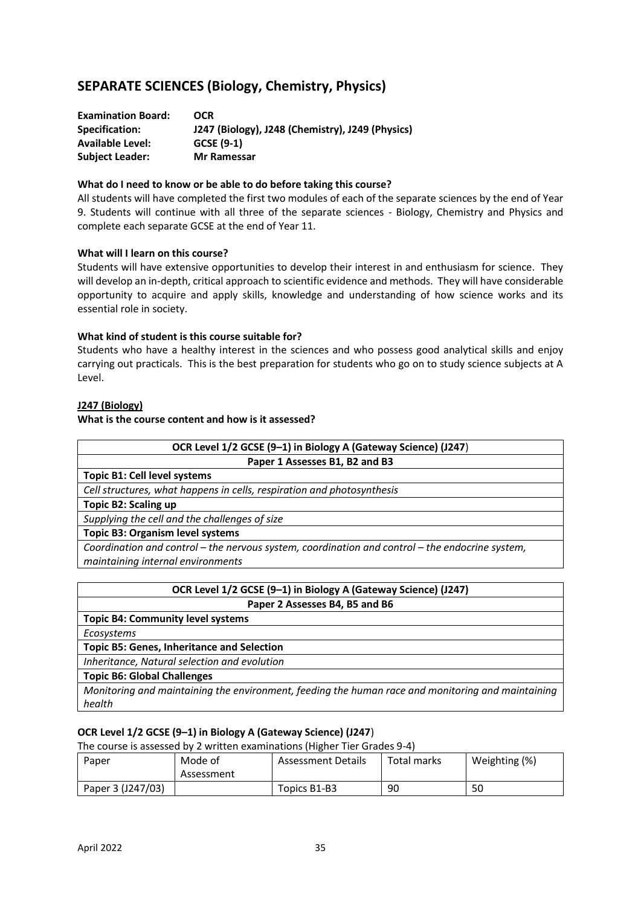## SEPARATE SCIENCES (Biology, Chemistry, Physics)

**Examination Board:** **OCR**
**Specification:** **J247 (Biology), J248 (Chemistry), J249 (Physics)**
**Available Level:** **GCSE (9-1)**
**Subject Leader:** **Mr Ramessar**

**What do I need to know or be able to do before taking this course?**

All students will have completed the first two modules of each of the separate sciences by the end of Year 9. Students will continue with all three of the separate sciences - Biology, Chemistry and Physics and complete each separate GCSE at the end of Year 11.

**What will I learn on this course?**

Students will have extensive opportunities to develop their interest in and enthusiasm for science. They will develop an in-depth, critical approach to scientific evidence and methods. They will have considerable opportunity to acquire and apply skills, knowledge and understanding of how science works and its essential role in society.

**What kind of student is this course suitable for?**

Students who have a healthy interest in the sciences and who possess good analytical skills and enjoy carrying out practicals. This is the best preparation for students who go on to study science subjects at A Level.

**J247 (Biology)**

**What is the course content and how is it assessed?**

| **OCR Level 1/2 GCSE (9–1) in Biology A (Gateway Science) (J247)** |
|---|
| **Paper 1 Assesses B1, B2 and B3** |
| **Topic B1: Cell level systems** |
| *Cell structures, what happens in cells, respiration and photosynthesis* |
| **Topic B2: Scaling up** |
| *Supplying the cell and the challenges of size* |
| **Topic B3: Organism level systems** |
| *Coordination and control – the nervous system, coordination and control – the endocrine system, maintaining internal environments* |

| **OCR Level 1/2 GCSE (9–1) in Biology A (Gateway Science) (J247)** |
|---|
| **Paper 2 Assesses B4, B5 and B6** |
| **Topic B4: Community level systems** |
| *Ecosystems* |
| **Topic B5: Genes, Inheritance and Selection** |
| *Inheritance, Natural selection and evolution* |
| **Topic B6: Global Challenges** |
| *Monitoring and maintaining the environment, feeding the human race and monitoring and maintaining health* |

**OCR Level 1/2 GCSE (9–1) in Biology A (Gateway Science) (J247)**

The course is assessed by 2 written examinations (Higher Tier Grades 9-4)

| Paper | Mode of Assessment | Assessment Details | Total marks | Weighting (%) |
|---|---|---|---|---|
| Paper 3 (J247/03) | | Topics B1-B3 | 90 | 50 |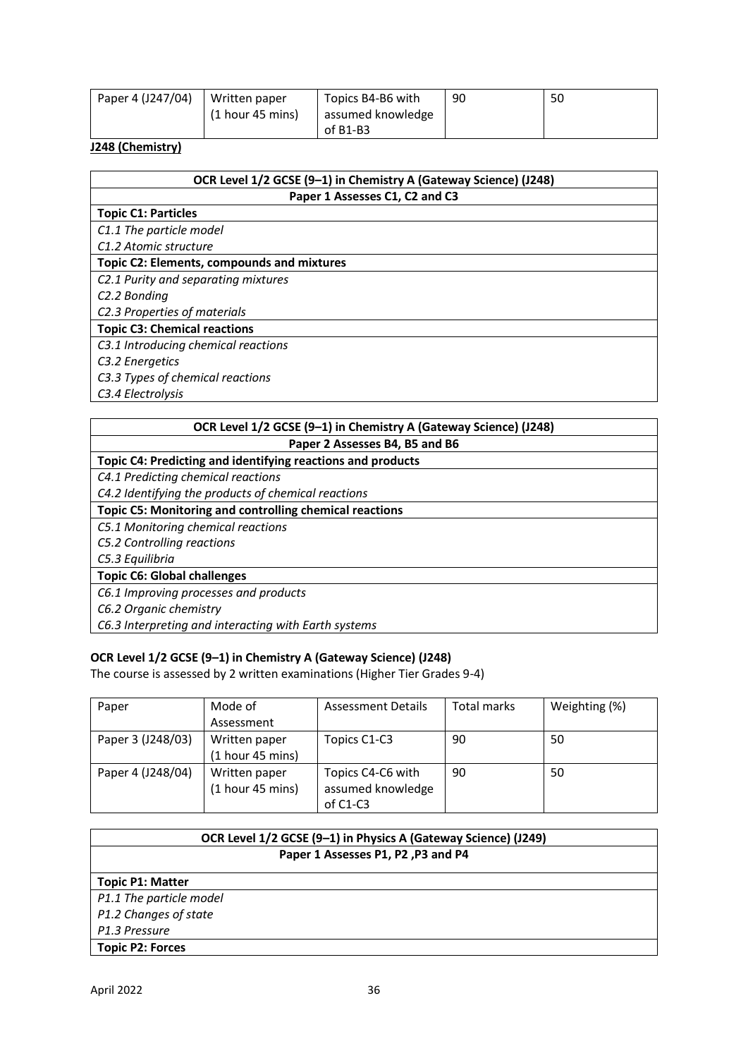| Paper 4 (J247/04) | Written paper (1 hour 45 mins) | Topics B4-B6 with assumed knowledge of B1-B3 | 90 | 50 |
|---|---|---|---|---|

**J248 (Chemistry)**

| OCR Level 1/2 GCSE (9–1) in Chemistry A (Gateway Science) (J248) |
|---|
| **Paper 1 Assesses C1, C2 and C3** |
| **Topic C1: Particles** |
| *C1.1 The particle model*<br>*C1.2 Atomic structure* |
| **Topic C2: Elements, compounds and mixtures** |
| *C2.1 Purity and separating mixtures*<br>*C2.2 Bonding*<br>*C2.3 Properties of materials* |
| **Topic C3: Chemical reactions** |
| *C3.1 Introducing chemical reactions*<br>*C3.2 Energetics*<br>*C3.3 Types of chemical reactions*<br>*C3.4 Electrolysis* |

| OCR Level 1/2 GCSE (9–1) in Chemistry A (Gateway Science) (J248) |
|---|
| **Paper 2 Assesses B4, B5 and B6** |
| **Topic C4: Predicting and identifying reactions and products** |
| *C4.1 Predicting chemical reactions*<br>*C4.2 Identifying the products of chemical reactions* |
| **Topic C5: Monitoring and controlling chemical reactions** |
| *C5.1 Monitoring chemical reactions*<br>*C5.2 Controlling reactions*<br>*C5.3 Equilibria* |
| **Topic C6: Global challenges** |
| *C6.1 Improving processes and products*<br>*C6.2 Organic chemistry*<br>*C6.3 Interpreting and interacting with Earth systems* |

**OCR Level 1/2 GCSE (9–1) in Chemistry A (Gateway Science) (J248)**

The course is assessed by 2 written examinations (Higher Tier Grades 9-4)

| Paper | Mode of Assessment | Assessment Details | Total marks | Weighting (%) |
|---|---|---|---|---|
| Paper 3 (J248/03) | Written paper (1 hour 45 mins) | Topics C1-C3 | 90 | 50 |
| Paper 4 (J248/04) | Written paper (1 hour 45 mins) | Topics C4-C6 with assumed knowledge of C1-C3 | 90 | 50 |

| OCR Level 1/2 GCSE (9–1) in Physics A (Gateway Science) (J249) |
|---|
| **Paper 1 Assesses P1, P2 ,P3 and P4** |
| **Topic P1: Matter** |
| *P1.1 The particle model*<br>*P1.2 Changes of state*<br>*P1.3 Pressure* |
| **Topic P2: Forces** |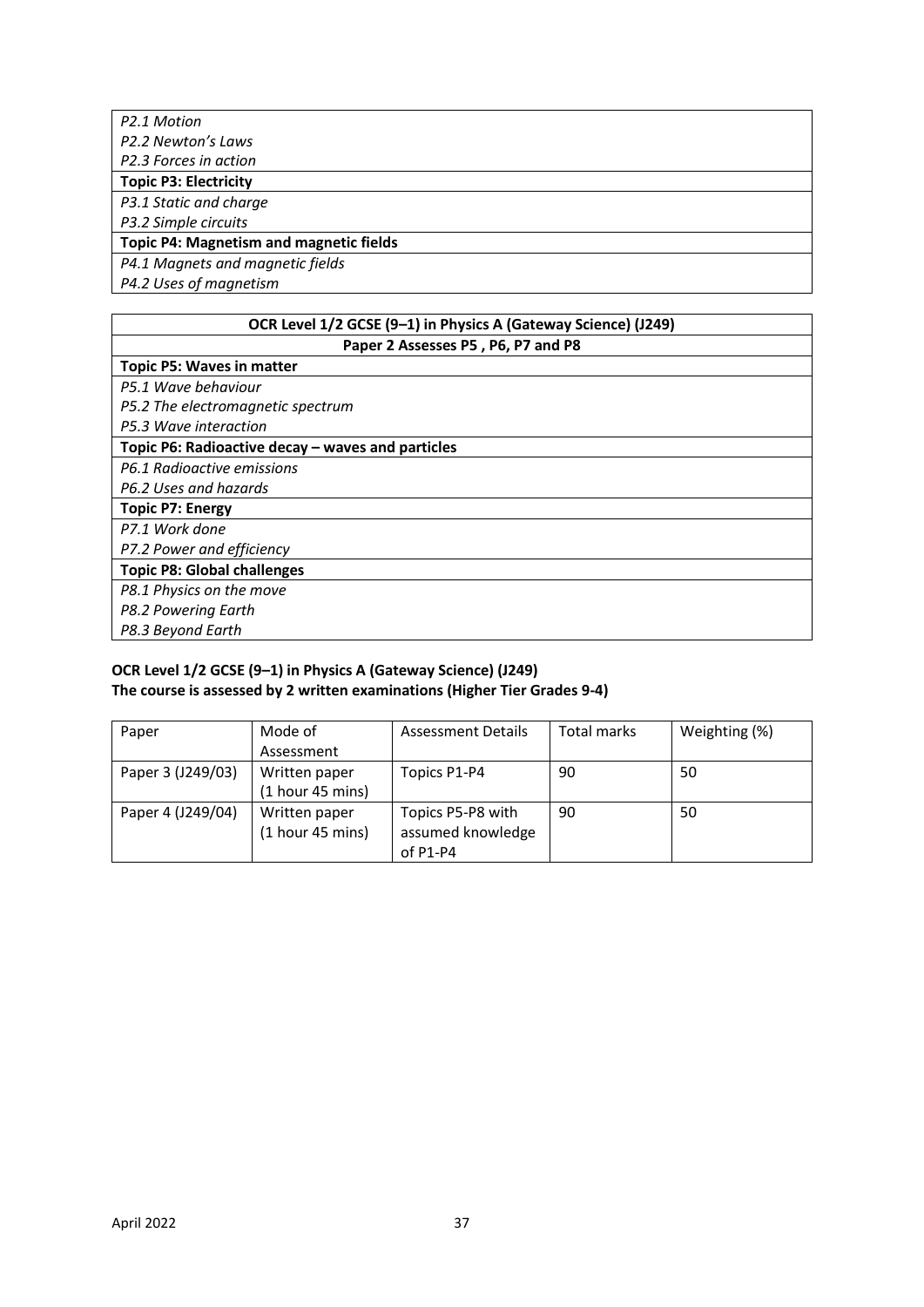| |
|---|
| *P2.1 Motion* |
| *P2.2 Newton's Laws* |
| *P2.3 Forces in action* |
| **Topic P3: Electricity** |
| *P3.1 Static and charge* |
| *P3.2 Simple circuits* |
| **Topic P4: Magnetism and magnetic fields** |
| *P4.1 Magnets and magnetic fields* |
| *P4.2 Uses of magnetism* |

| **OCR Level 1/2 GCSE (9–1) in Physics A (Gateway Science) (J249)** |
|---|
| **Paper 2 Assesses P5 , P6, P7 and P8** |
| **Topic P5: Waves in matter** |
| *P5.1 Wave behaviour* |
| *P5.2 The electromagnetic spectrum* |
| *P5.3 Wave interaction* |
| **Topic P6: Radioactive decay – waves and particles** |
| *P6.1 Radioactive emissions* |
| *P6.2 Uses and hazards* |
| **Topic P7: Energy** |
| *P7.1 Work done* |
| *P7.2 Power and efficiency* |
| **Topic P8: Global challenges** |
| *P8.1 Physics on the move* |
| *P8.2 Powering Earth* |
| *P8.3 Beyond Earth* |

**OCR Level 1/2 GCSE (9–1) in Physics A (Gateway Science) (J249)**
**The course is assessed by 2 written examinations (Higher Tier Grades 9-4)**

| Paper | Mode of Assessment | Assessment Details | Total marks | Weighting (%) |
|---|---|---|---|---|
| Paper 3 (J249/03) | Written paper (1 hour 45 mins) | Topics P1-P4 | 90 | 50 |
| Paper 4 (J249/04) | Written paper (1 hour 45 mins) | Topics P5-P8 with assumed knowledge of P1-P4 | 90 | 50 |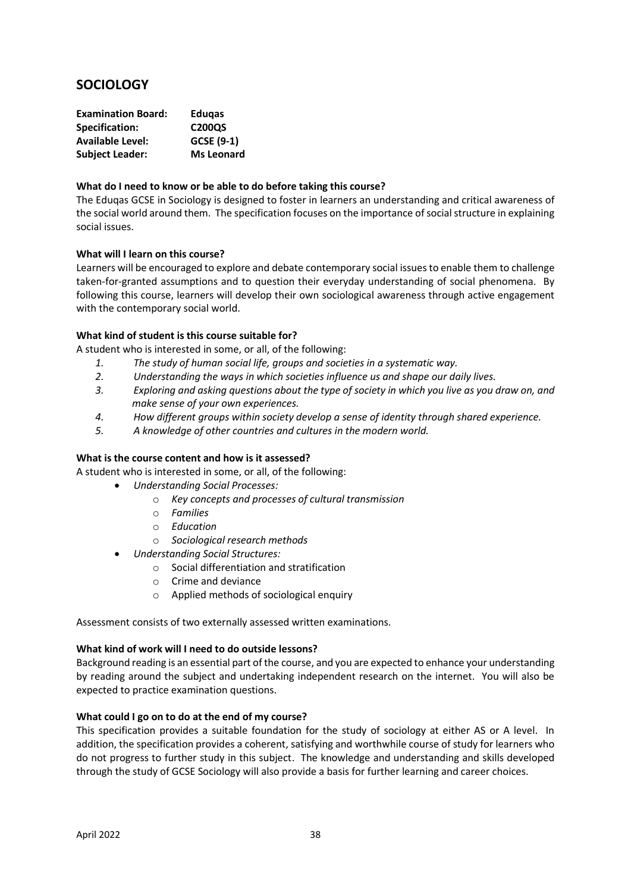## SOCIOLOGY

**Examination Board:** Eduqas
**Specification:** C200QS
**Available Level:** GCSE (9-1)
**Subject Leader:** Ms Leonard

**What do I need to know or be able to do before taking this course?**

The Eduqas GCSE in Sociology is designed to foster in learners an understanding and critical awareness of the social world around them. The specification focuses on the importance of social structure in explaining social issues.

**What will I learn on this course?**

Learners will be encouraged to explore and debate contemporary social issues to enable them to challenge taken-for-granted assumptions and to question their everyday understanding of social phenomena. By following this course, learners will develop their own sociological awareness through active engagement with the contemporary social world.

**What kind of student is this course suitable for?**

A student who is interested in some, or all, of the following:

1. *The study of human social life, groups and societies in a systematic way.*
2. *Understanding the ways in which societies influence us and shape our daily lives.*
3. *Exploring and asking questions about the type of society in which you live as you draw on, and make sense of your own experiences.*
4. *How different groups within society develop a sense of identity through shared experience.*
5. *A knowledge of other countries and cultures in the modern world.*

**What is the course content and how is it assessed?**

A student who is interested in some, or all, of the following:

- *Understanding Social Processes:*
  - *Key concepts and processes of cultural transmission*
  - *Families*
  - *Education*
  - *Sociological research methods*
- *Understanding Social Structures:*
  - Social differentiation and stratification
  - Crime and deviance
  - Applied methods of sociological enquiry

Assessment consists of two externally assessed written examinations.

**What kind of work will I need to do outside lessons?**

Background reading is an essential part of the course, and you are expected to enhance your understanding by reading around the subject and undertaking independent research on the internet. You will also be expected to practice examination questions.

**What could I go on to do at the end of my course?**

This specification provides a suitable foundation for the study of sociology at either AS or A level. In addition, the specification provides a coherent, satisfying and worthwhile course of study for learners who do not progress to further study in this subject. The knowledge and understanding and skills developed through the study of GCSE Sociology will also provide a basis for further learning and career choices.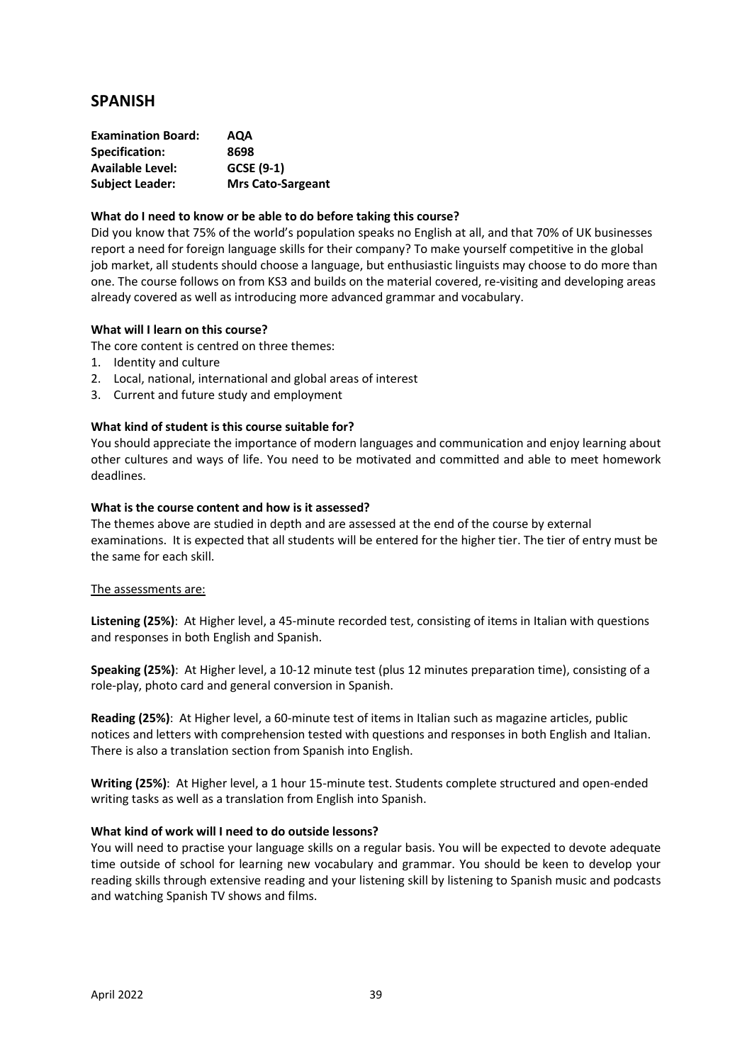## SPANISH

**Examination Board:** **AQA**
**Specification:** **8698**
**Available Level:** **GCSE (9-1)**
**Subject Leader:** **Mrs Cato-Sargeant**

### What do I need to know or be able to do before taking this course?

Did you know that 75% of the world's population speaks no English at all, and that 70% of UK businesses report a need for foreign language skills for their company? To make yourself competitive in the global job market, all students should choose a language, but enthusiastic linguists may choose to do more than one. The course follows on from KS3 and builds on the material covered, re-visiting and developing areas already covered as well as introducing more advanced grammar and vocabulary.

### What will I learn on this course?

The core content is centred on three themes:

1. Identity and culture
2. Local, national, international and global areas of interest
3. Current and future study and employment

### What kind of student is this course suitable for?

You should appreciate the importance of modern languages and communication and enjoy learning about other cultures and ways of life. You need to be motivated and committed and able to meet homework deadlines.

### What is the course content and how is it assessed?

The themes above are studied in depth and are assessed at the end of the course by external examinations. It is expected that all students will be entered for the higher tier. The tier of entry must be the same for each skill.

The assessments are:

**Listening (25%)**: At Higher level, a 45-minute recorded test, consisting of items in Italian with questions and responses in both English and Spanish.

**Speaking (25%)**: At Higher level, a 10-12 minute test (plus 12 minutes preparation time), consisting of a role-play, photo card and general conversion in Spanish.

**Reading (25%)**: At Higher level, a 60-minute test of items in Italian such as magazine articles, public notices and letters with comprehension tested with questions and responses in both English and Italian. There is also a translation section from Spanish into English.

**Writing (25%)**: At Higher level, a 1 hour 15-minute test. Students complete structured and open-ended writing tasks as well as a translation from English into Spanish.

### What kind of work will I need to do outside lessons?

You will need to practise your language skills on a regular basis. You will be expected to devote adequate time outside of school for learning new vocabulary and grammar. You should be keen to develop your reading skills through extensive reading and your listening skill by listening to Spanish music and podcasts and watching Spanish TV shows and films.

April 2022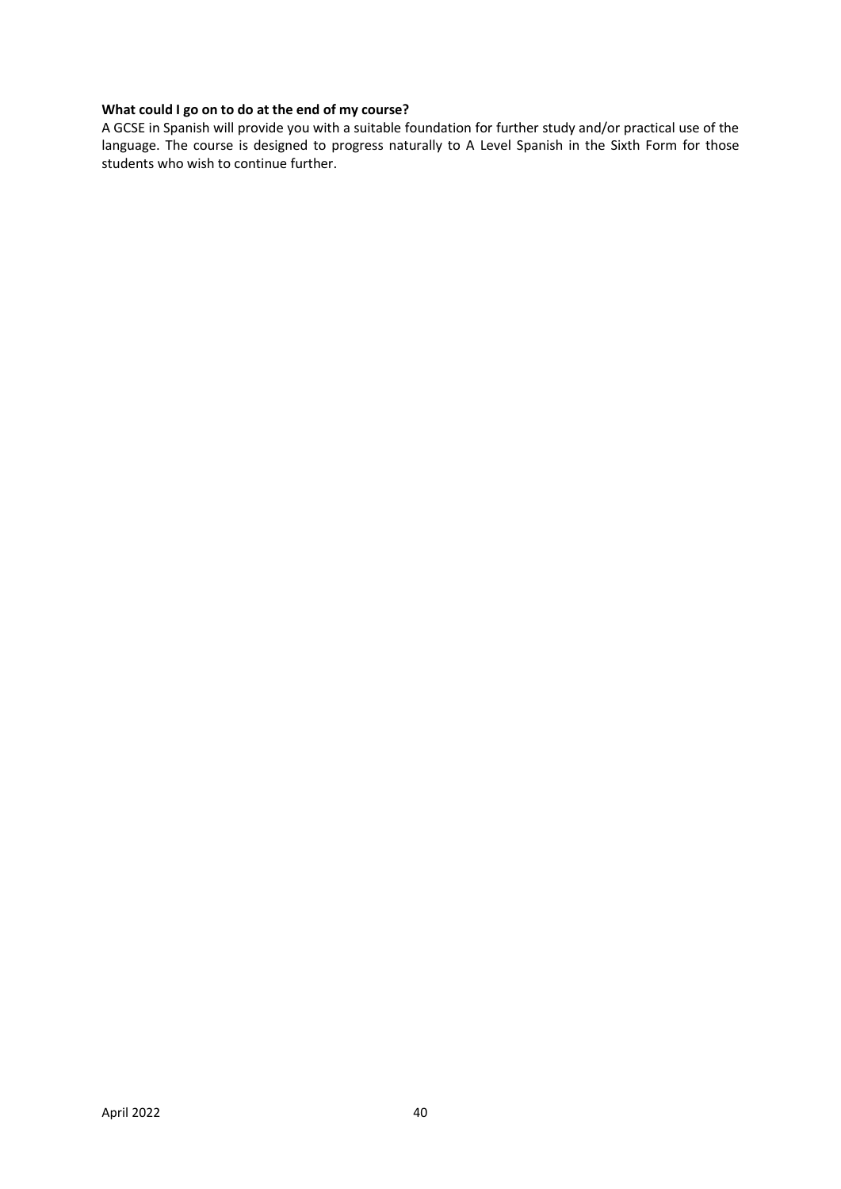**What could I go on to do at the end of my course?**

A GCSE in Spanish will provide you with a suitable foundation for further study and/or practical use of the language. The course is designed to progress naturally to A Level Spanish in the Sixth Form for those students who wish to continue further.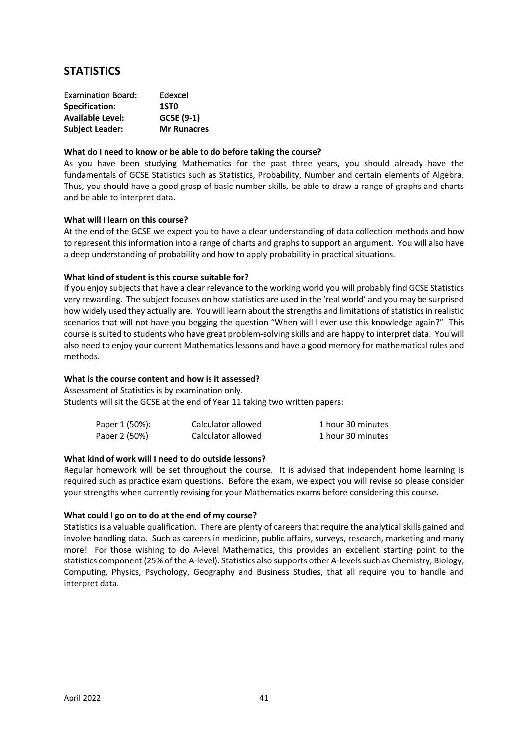# STATISTICS

| Examination Board: | Edexcel |
|---|---|
| **Specification:** | **1ST0** |
| **Available Level:** | **GCSE (9-1)** |
| **Subject Leader:** | **Mr Runacres** |

**What do I need to know or be able to do before taking the course?**

As you have been studying Mathematics for the past three years, you should already have the fundamentals of GCSE Statistics such as Statistics, Probability, Number and certain elements of Algebra. Thus, you should have a good grasp of basic number skills, be able to draw a range of graphs and charts and be able to interpret data.

**What will I learn on this course?**

At the end of the GCSE we expect you to have a clear understanding of data collection methods and how to represent this information into a range of charts and graphs to support an argument. You will also have a deep understanding of probability and how to apply probability in practical situations.

**What kind of student is this course suitable for?**

If you enjoy subjects that have a clear relevance to the working world you will probably find GCSE Statistics very rewarding. The subject focuses on how statistics are used in the 'real world' and you may be surprised how widely used they actually are. You will learn about the strengths and limitations of statistics in realistic scenarios that will not have you begging the question "When will I ever use this knowledge again?" This course is suited to students who have great problem-solving skills and are happy to interpret data. You will also need to enjoy your current Mathematics lessons and have a good memory for mathematical rules and methods.

**What is the course content and how is it assessed?**

Assessment of Statistics is by examination only.
Students will sit the GCSE at the end of Year 11 taking two written papers:

| | | |
|---|---|---|
| Paper 1 (50%): | Calculator allowed | 1 hour 30 minutes |
| Paper 2 (50%) | Calculator allowed | 1 hour 30 minutes |

**What kind of work will I need to do outside lessons?**

Regular homework will be set throughout the course. It is advised that independent home learning is required such as practice exam questions. Before the exam, we expect you will revise so please consider your strengths when currently revising for your Mathematics exams before considering this course.

**What could I go on to do at the end of my course?**

Statistics is a valuable qualification. There are plenty of careers that require the analytical skills gained and involve handling data. Such as careers in medicine, public affairs, surveys, research, marketing and many more! For those wishing to do A-level Mathematics, this provides an excellent starting point to the statistics component (25% of the A-level). Statistics also supports other A-levels such as Chemistry, Biology, Computing, Physics, Psychology, Geography and Business Studies, that all require you to handle and interpret data.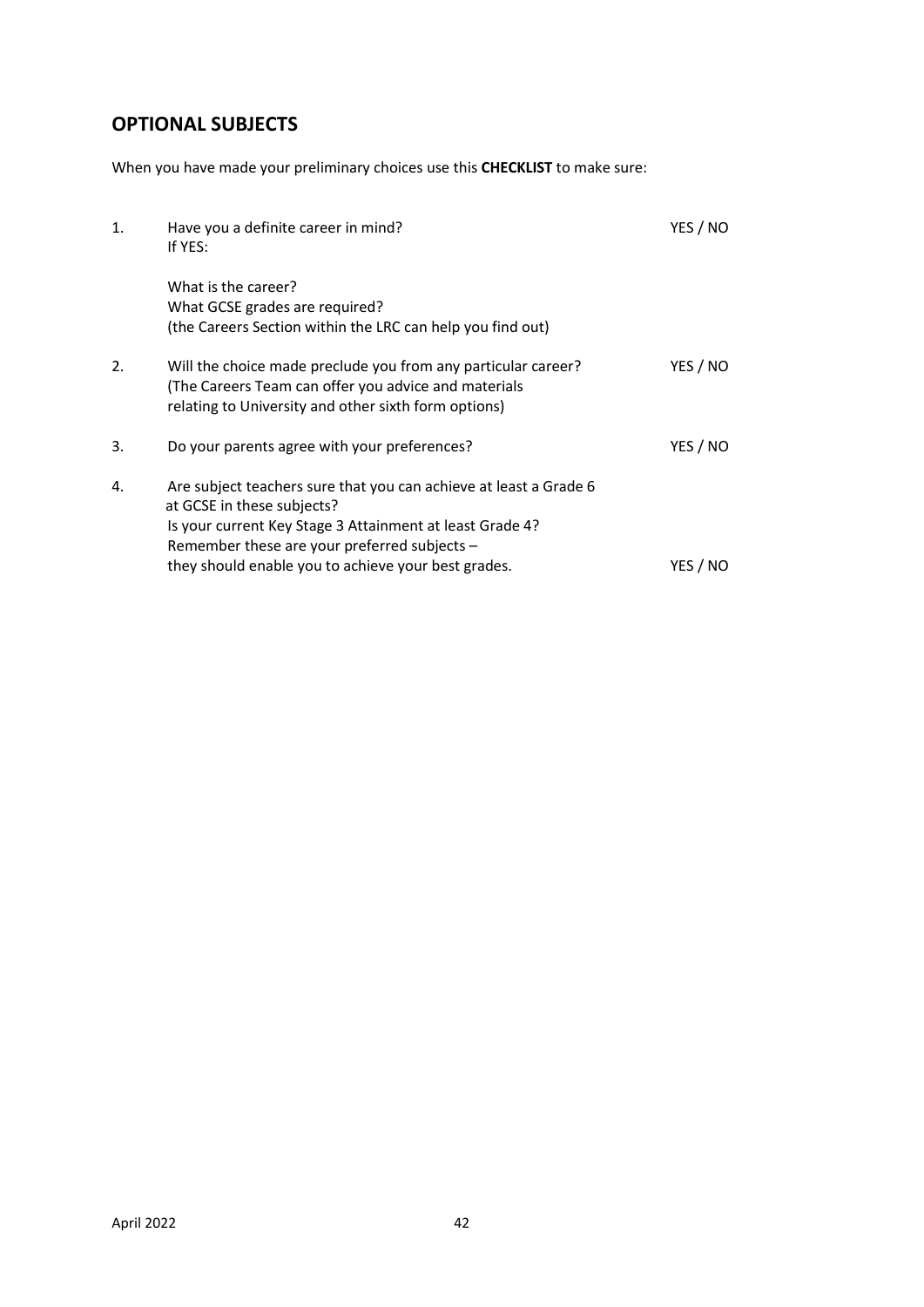## OPTIONAL SUBJECTS

When you have made your preliminary choices use this **CHECKLIST** to make sure:

1. Have you a definite career in mind? YES / NO
   If YES:

   What is the career?
   What GCSE grades are required?
   (the Careers Section within the LRC can help you find out)

2. Will the choice made preclude you from any particular career? YES / NO
   (The Careers Team can offer you advice and materials relating to University and other sixth form options)

3. Do your parents agree with your preferences? YES / NO

4. Are subject teachers sure that you can achieve at least a Grade 6 at GCSE in these subjects?
   Is your current Key Stage 3 Attainment at least Grade 4?
   Remember these are your preferred subjects – they should enable you to achieve your best grades. YES / NO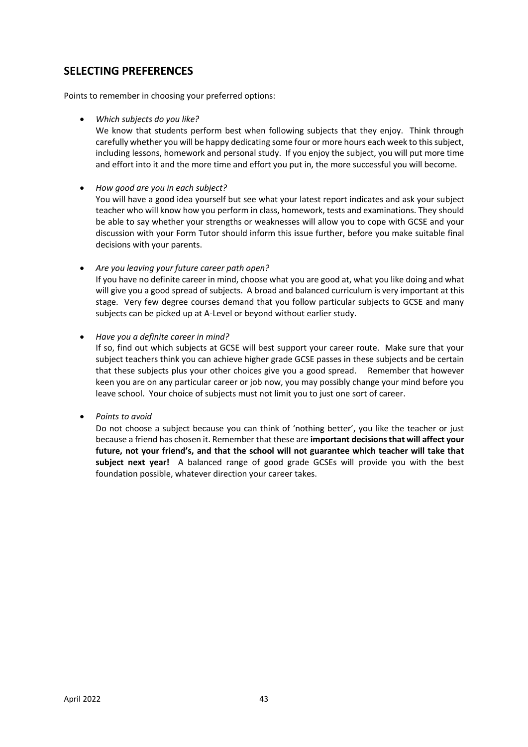## SELECTING PREFERENCES

Points to remember in choosing your preferred options:

- *Which subjects do you like?*
  We know that students perform best when following subjects that they enjoy. Think through carefully whether you will be happy dedicating some four or more hours each week to this subject, including lessons, homework and personal study. If you enjoy the subject, you will put more time and effort into it and the more time and effort you put in, the more successful you will become.

- *How good are you in each subject?*
  You will have a good idea yourself but see what your latest report indicates and ask your subject teacher who will know how you perform in class, homework, tests and examinations. They should be able to say whether your strengths or weaknesses will allow you to cope with GCSE and your discussion with your Form Tutor should inform this issue further, before you make suitable final decisions with your parents.

- *Are you leaving your future career path open?*
  If you have no definite career in mind, choose what you are good at, what you like doing and what will give you a good spread of subjects. A broad and balanced curriculum is very important at this stage. Very few degree courses demand that you follow particular subjects to GCSE and many subjects can be picked up at A-Level or beyond without earlier study.

- *Have you a definite career in mind?*
  If so, find out which subjects at GCSE will best support your career route. Make sure that your subject teachers think you can achieve higher grade GCSE passes in these subjects and be certain that these subjects plus your other choices give you a good spread. Remember that however keen you are on any particular career or job now, you may possibly change your mind before you leave school. Your choice of subjects must not limit you to just one sort of career.

- *Points to avoid*
  Do not choose a subject because you can think of 'nothing better', you like the teacher or just because a friend has chosen it. Remember that these are **important decisions that will affect your future, not your friend's, and that the school will not guarantee which teacher will take that subject next year!** A balanced range of good grade GCSEs will provide you with the best foundation possible, whatever direction your career takes.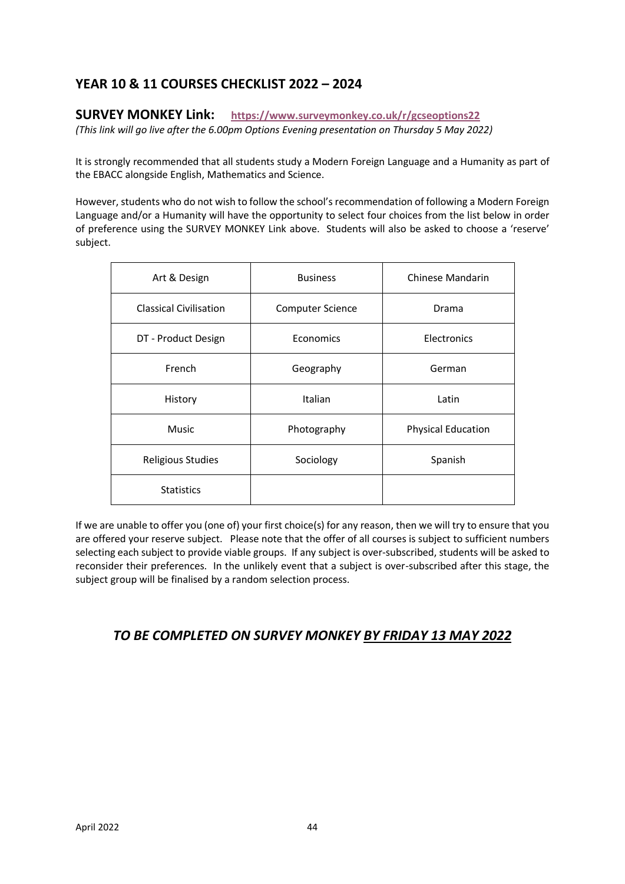## YEAR 10 & 11 COURSES CHECKLIST 2022 – 2024

### SURVEY MONKEY Link: [https://www.surveymonkey.co.uk/r/gcseoptions22](https://www.surveymonkey.co.uk/r/gcseoptions22)

*(This link will go live after the 6.00pm Options Evening presentation on Thursday 5 May 2022)*

It is strongly recommended that all students study a Modern Foreign Language and a Humanity as part of the EBACC alongside English, Mathematics and Science.

However, students who do not wish to follow the school's recommendation of following a Modern Foreign Language and/or a Humanity will have the opportunity to select four choices from the list below in order of preference using the SURVEY MONKEY Link above. Students will also be asked to choose a 'reserve' subject.

| | | |
|---|---|---|
| Art & Design | Business | Chinese Mandarin |
| Classical Civilisation | Computer Science | Drama |
| DT - Product Design | Economics | Electronics |
| French | Geography | German |
| History | Italian | Latin |
| Music | Photography | Physical Education |
| Religious Studies | Sociology | Spanish |
| Statistics | | |

If we are unable to offer you (one of) your first choice(s) for any reason, then we will try to ensure that you are offered your reserve subject. Please note that the offer of all courses is subject to sufficient numbers selecting each subject to provide viable groups. If any subject is over-subscribed, students will be asked to reconsider their preferences. In the unlikely event that a subject is over-subscribed after this stage, the subject group will be finalised by a random selection process.

## *TO BE COMPLETED ON SURVEY MONKEY <u>BY FRIDAY 13 MAY 2022</u>*